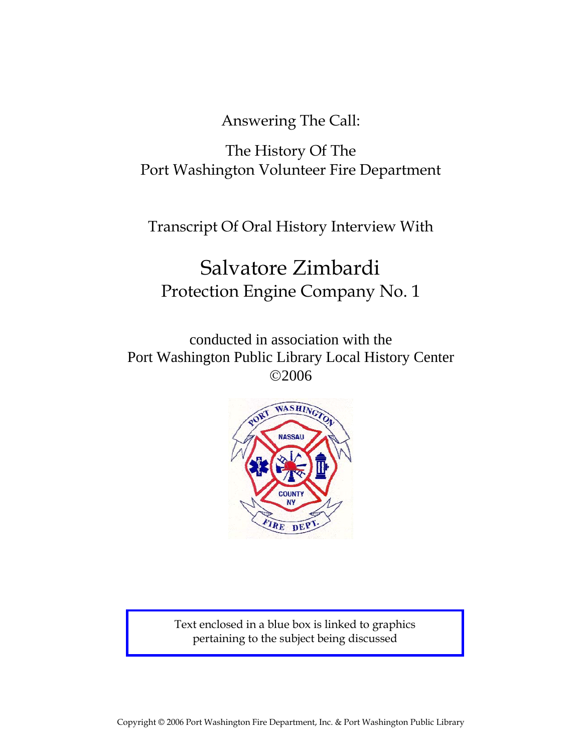Answering The Call:

The History Of The
Port Washington Volunteer Fire Department

Transcript Of Oral History Interview With

# Salvatore Zimbardi

## Protection Engine Company No. 1

conducted in association with the
Port Washington Public Library Local History Center
©2006

Text enclosed in a blue box is linked to graphics pertaining to the subject being discussed

Copyright © 2006 Port Washington Fire Department, Inc. & Port Washington Public Library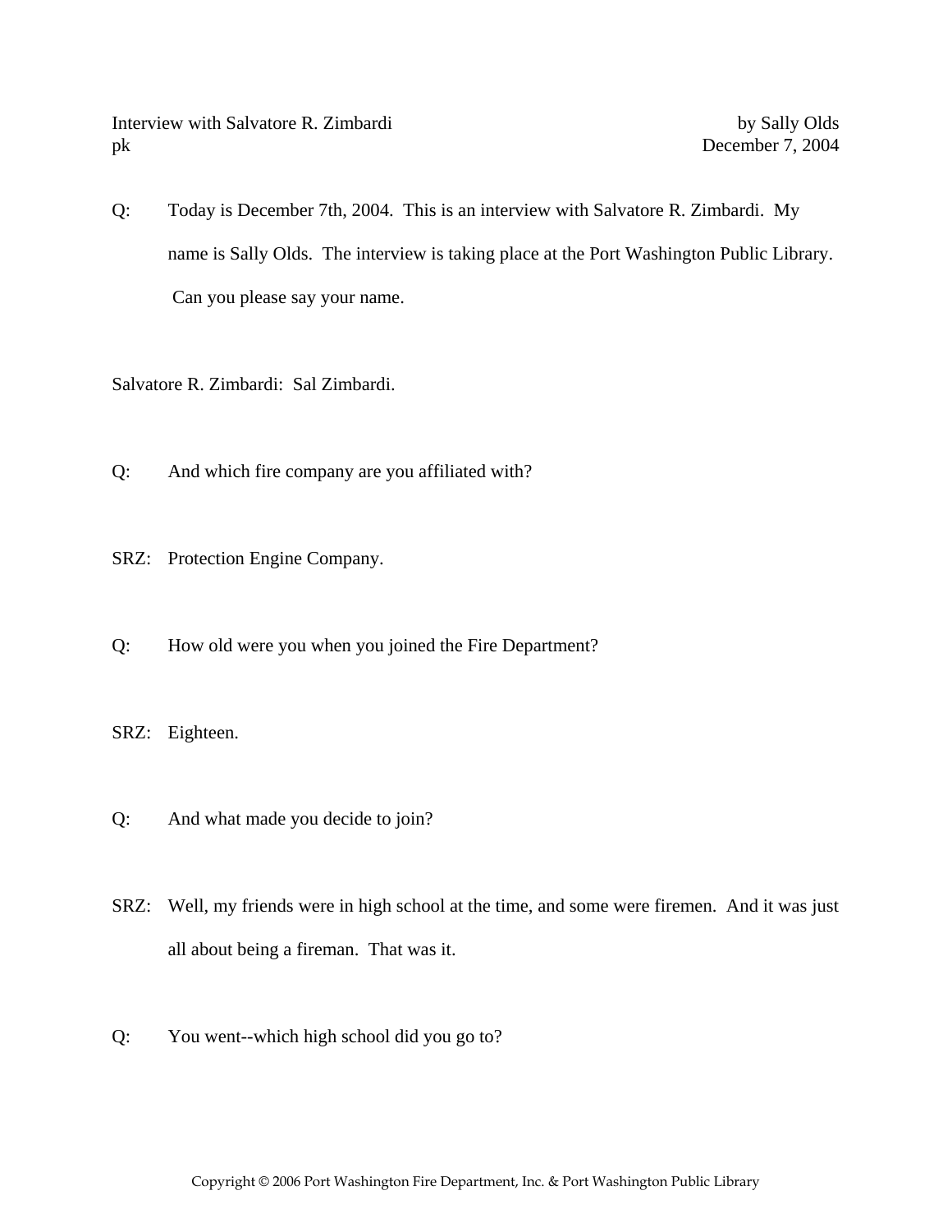Q: Today is December 7th, 2004. This is an interview with Salvatore R. Zimbardi. My name is Sally Olds. The interview is taking place at the Port Washington Public Library. Can you please say your name.

Salvatore R. Zimbardi: Sal Zimbardi.

Q: And which fire company are you affiliated with?

SRZ: Protection Engine Company.

Q: How old were you when you joined the Fire Department?

SRZ: Eighteen.

Q: And what made you decide to join?

SRZ: Well, my friends were in high school at the time, and some were firemen. And it was just all about being a fireman. That was it.

Q: You went--which high school did you go to?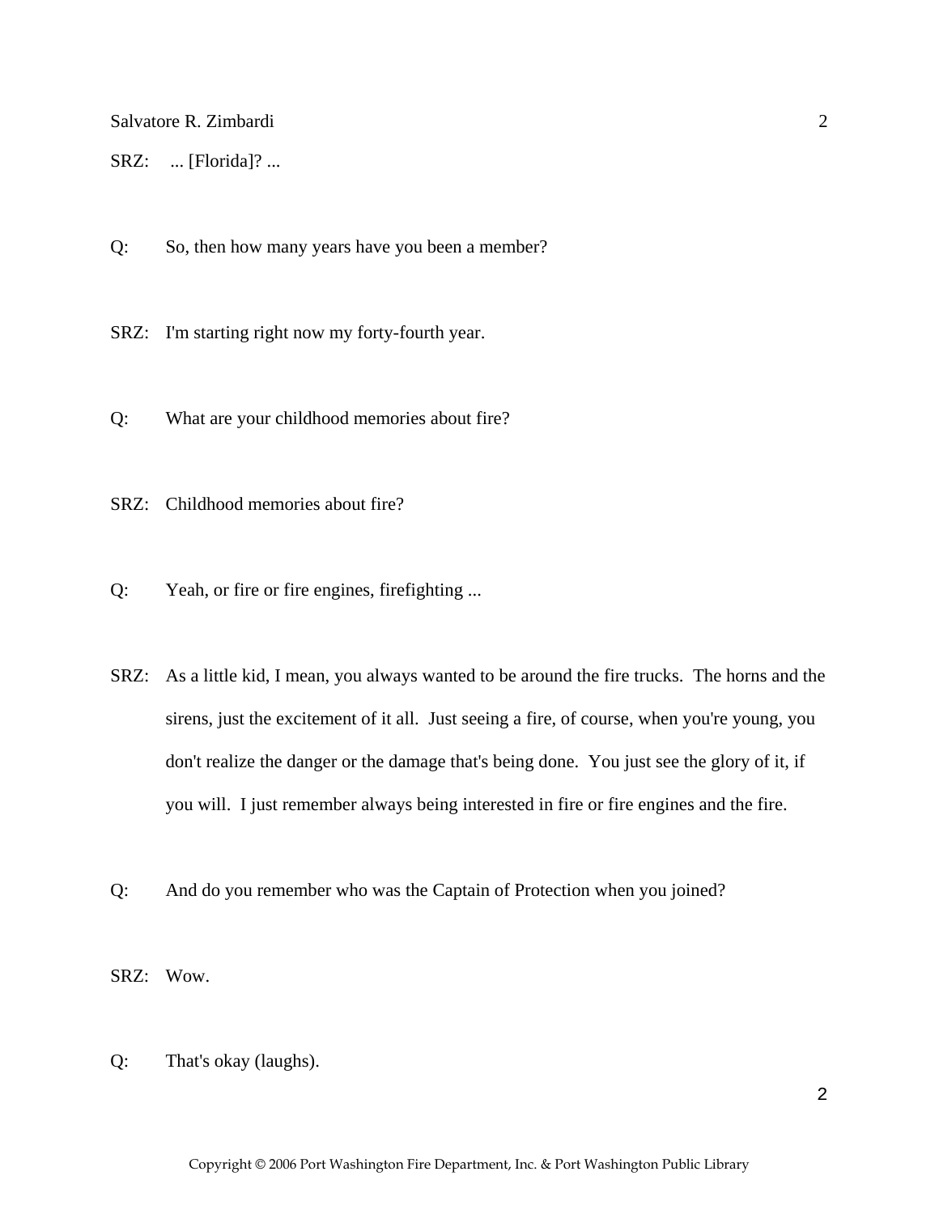SRZ: ... [Florida]? ...

Q: So, then how many years have you been a member?

SRZ: I'm starting right now my forty-fourth year.

Q: What are your childhood memories about fire?

SRZ: Childhood memories about fire?

Q: Yeah, or fire or fire engines, firefighting ...

SRZ: As a little kid, I mean, you always wanted to be around the fire trucks. The horns and the sirens, just the excitement of it all. Just seeing a fire, of course, when you're young, you don't realize the danger or the damage that's being done. You just see the glory of it, if you will. I just remember always being interested in fire or fire engines and the fire.

Q: And do you remember who was the Captain of Protection when you joined?

SRZ: Wow.

Q: That's okay (laughs).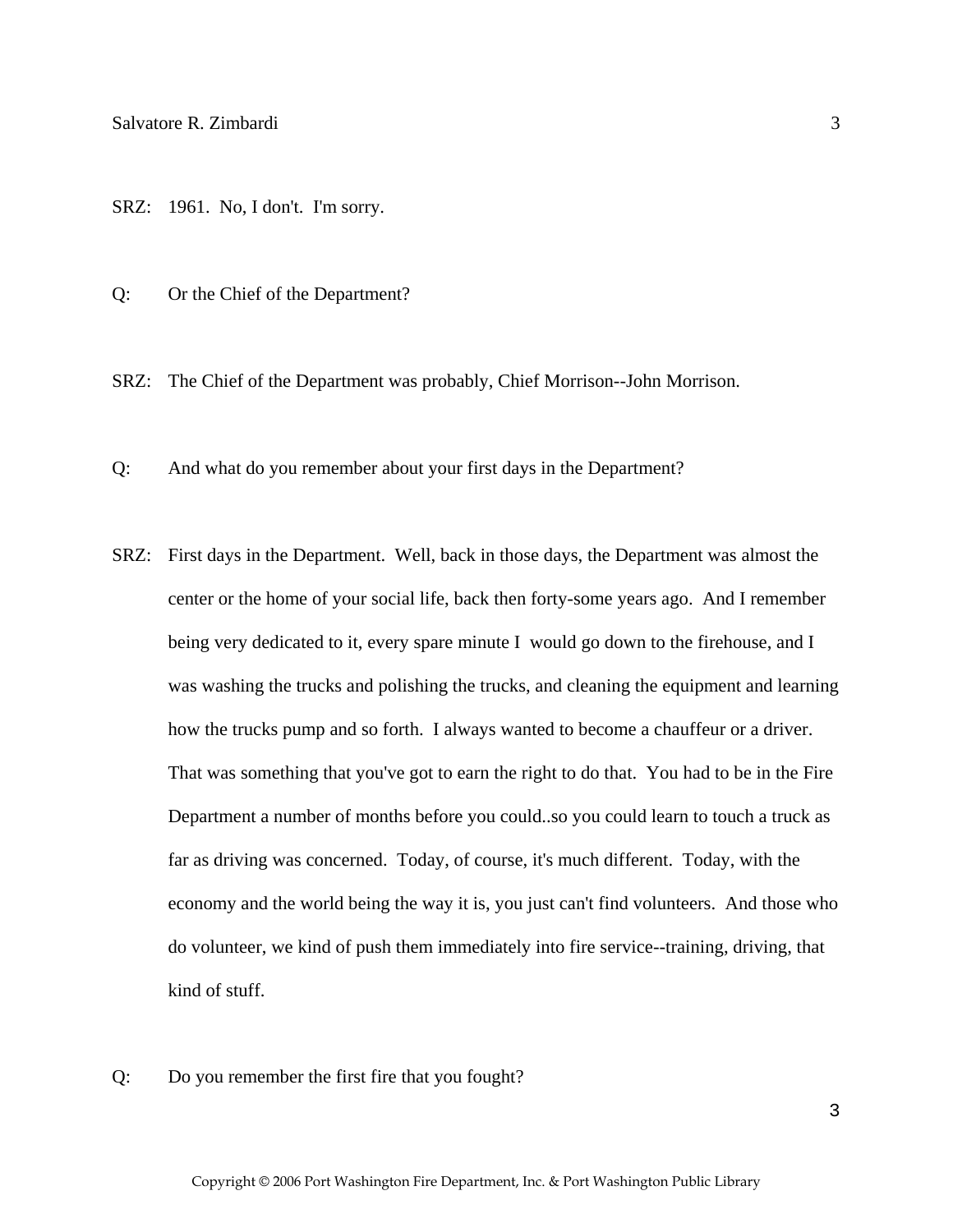SRZ: 1961. No, I don't. I'm sorry.

Q: Or the Chief of the Department?

SRZ: The Chief of the Department was probably, Chief Morrison--John Morrison.

Q: And what do you remember about your first days in the Department?

SRZ: First days in the Department. Well, back in those days, the Department was almost the center or the home of your social life, back then forty-some years ago. And I remember being very dedicated to it, every spare minute I would go down to the firehouse, and I was washing the trucks and polishing the trucks, and cleaning the equipment and learning how the trucks pump and so forth. I always wanted to become a chauffeur or a driver. That was something that you've got to earn the right to do that. You had to be in the Fire Department a number of months before you could..so you could learn to touch a truck as far as driving was concerned. Today, of course, it's much different. Today, with the economy and the world being the way it is, you just can't find volunteers. And those who do volunteer, we kind of push them immediately into fire service--training, driving, that kind of stuff.

Q: Do you remember the first fire that you fought?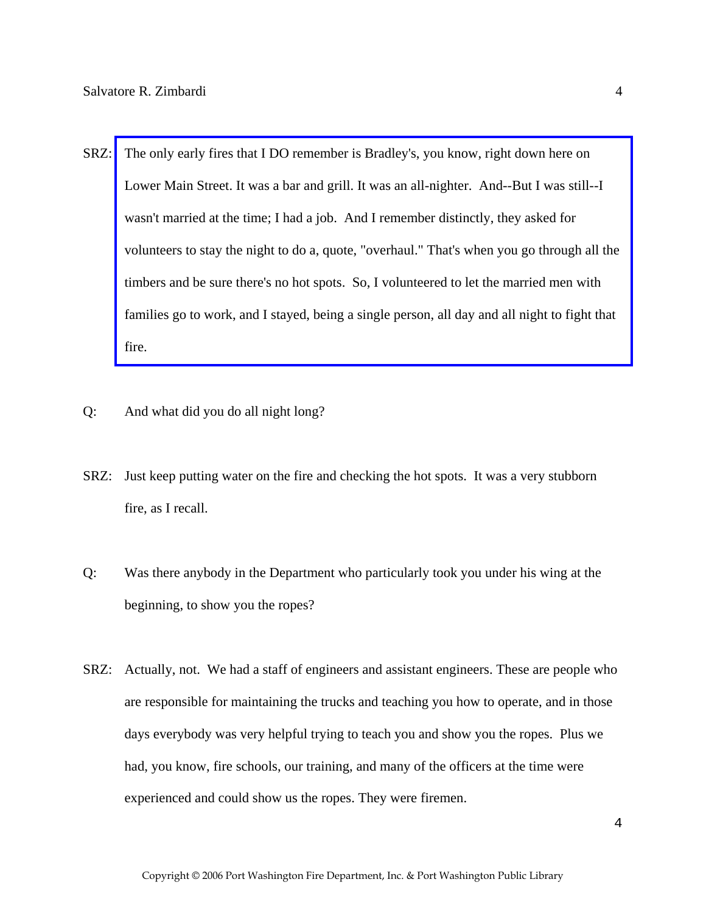SRZ: The only early fires that I DO remember is Bradley's, you know, right down here on Lower Main Street. It was a bar and grill. It was an all-nighter. And--But I was still--I wasn't married at the time; I had a job. And I remember distinctly, they asked for volunteers to stay the night to do a, quote, "overhaul." That's when you go through all the timbers and be sure there's no hot spots. So, I volunteered to let the married men with families go to work, and I stayed, being a single person, all day and all night to fight that fire.

Q: And what did you do all night long?

SRZ: Just keep putting water on the fire and checking the hot spots. It was a very stubborn fire, as I recall.

Q: Was there anybody in the Department who particularly took you under his wing at the beginning, to show you the ropes?

SRZ: Actually, not. We had a staff of engineers and assistant engineers. These are people who are responsible for maintaining the trucks and teaching you how to operate, and in those days everybody was very helpful trying to teach you and show you the ropes. Plus we had, you know, fire schools, our training, and many of the officers at the time were experienced and could show us the ropes. They were firemen.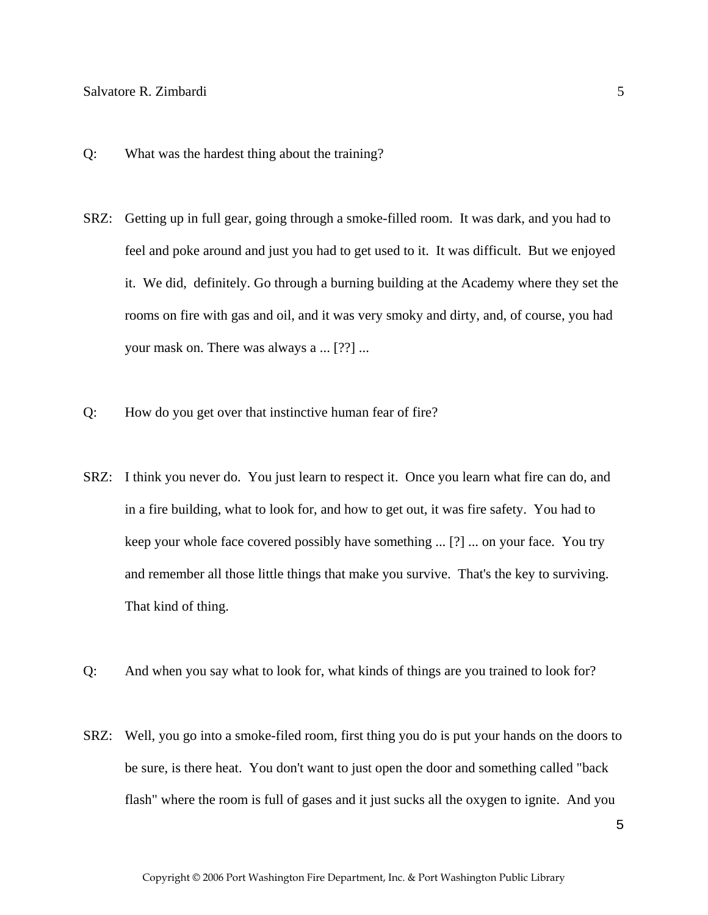Q: What was the hardest thing about the training?

SRZ: Getting up in full gear, going through a smoke-filled room. It was dark, and you had to feel and poke around and just you had to get used to it. It was difficult. But we enjoyed it. We did, definitely. Go through a burning building at the Academy where they set the rooms on fire with gas and oil, and it was very smoky and dirty, and, of course, you had your mask on. There was always a ... [??] ...

Q: How do you get over that instinctive human fear of fire?

SRZ: I think you never do. You just learn to respect it. Once you learn what fire can do, and in a fire building, what to look for, and how to get out, it was fire safety. You had to keep your whole face covered possibly have something ... [?] ... on your face. You try and remember all those little things that make you survive. That's the key to surviving. That kind of thing.

Q: And when you say what to look for, what kinds of things are you trained to look for?

SRZ: Well, you go into a smoke-filed room, first thing you do is put your hands on the doors to be sure, is there heat. You don't want to just open the door and something called "back flash" where the room is full of gases and it just sucks all the oxygen to ignite. And you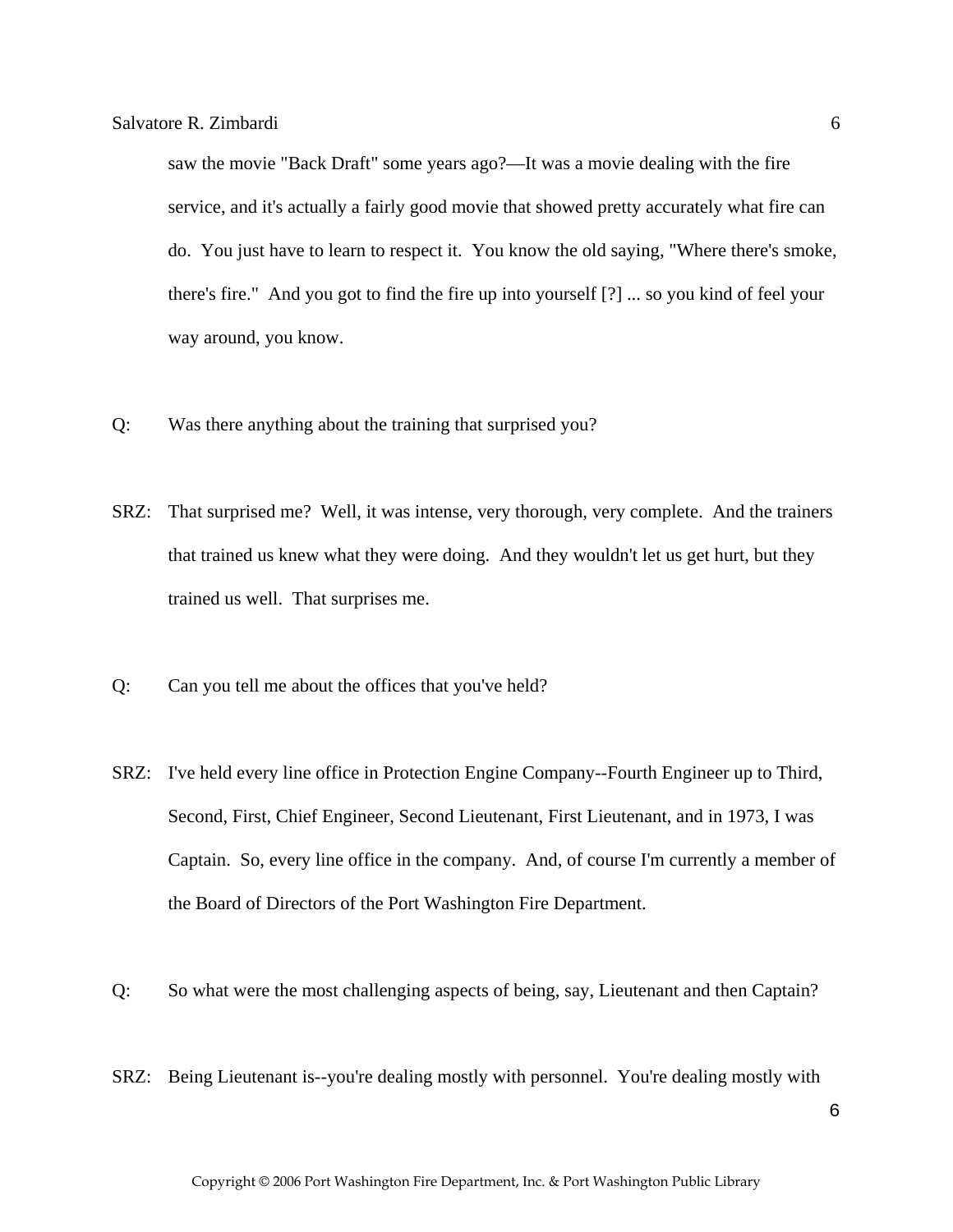saw the movie "Back Draft" some years ago?—It was a movie dealing with the fire service, and it's actually a fairly good movie that showed pretty accurately what fire can do. You just have to learn to respect it. You know the old saying, "Where there's smoke, there's fire." And you got to find the fire up into yourself [?] ... so you kind of feel your way around, you know.

Q: Was there anything about the training that surprised you?

SRZ: That surprised me? Well, it was intense, very thorough, very complete. And the trainers that trained us knew what they were doing. And they wouldn't let us get hurt, but they trained us well. That surprises me.

Q: Can you tell me about the offices that you've held?

SRZ: I've held every line office in Protection Engine Company--Fourth Engineer up to Third, Second, First, Chief Engineer, Second Lieutenant, First Lieutenant, and in 1973, I was Captain. So, every line office in the company. And, of course I'm currently a member of the Board of Directors of the Port Washington Fire Department.

Q: So what were the most challenging aspects of being, say, Lieutenant and then Captain?

SRZ: Being Lieutenant is--you're dealing mostly with personnel. You're dealing mostly with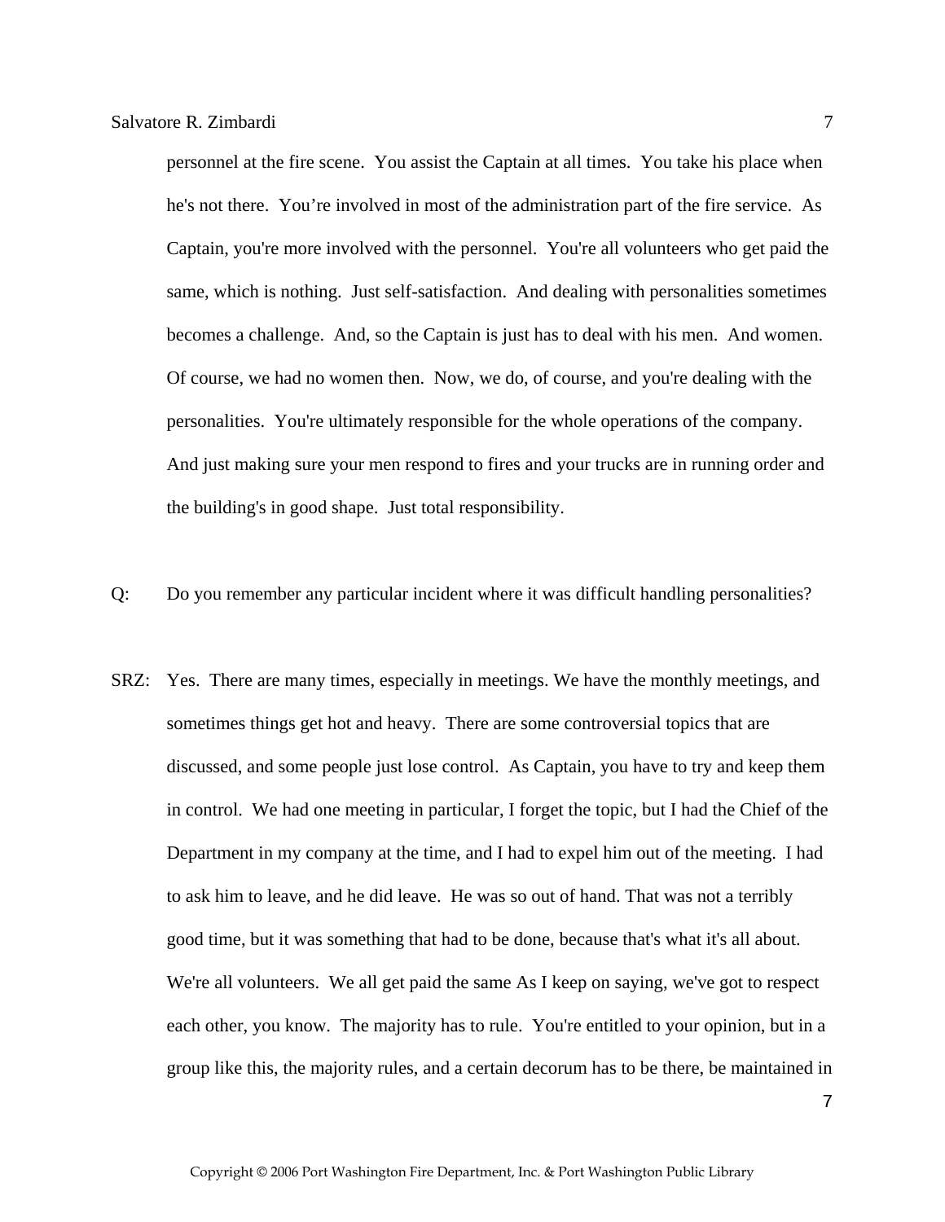personnel at the fire scene. You assist the Captain at all times. You take his place when he's not there. You're involved in most of the administration part of the fire service. As Captain, you're more involved with the personnel. You're all volunteers who get paid the same, which is nothing. Just self-satisfaction. And dealing with personalities sometimes becomes a challenge. And, so the Captain is just has to deal with his men. And women. Of course, we had no women then. Now, we do, of course, and you're dealing with the personalities. You're ultimately responsible for the whole operations of the company. And just making sure your men respond to fires and your trucks are in running order and the building's in good shape. Just total responsibility.

Q: Do you remember any particular incident where it was difficult handling personalities?

SRZ: Yes. There are many times, especially in meetings. We have the monthly meetings, and sometimes things get hot and heavy. There are some controversial topics that are discussed, and some people just lose control. As Captain, you have to try and keep them in control. We had one meeting in particular, I forget the topic, but I had the Chief of the Department in my company at the time, and I had to expel him out of the meeting. I had to ask him to leave, and he did leave. He was so out of hand. That was not a terribly good time, but it was something that had to be done, because that's what it's all about. We're all volunteers. We all get paid the same As I keep on saying, we've got to respect each other, you know. The majority has to rule. You're entitled to your opinion, but in a group like this, the majority rules, and a certain decorum has to be there, be maintained in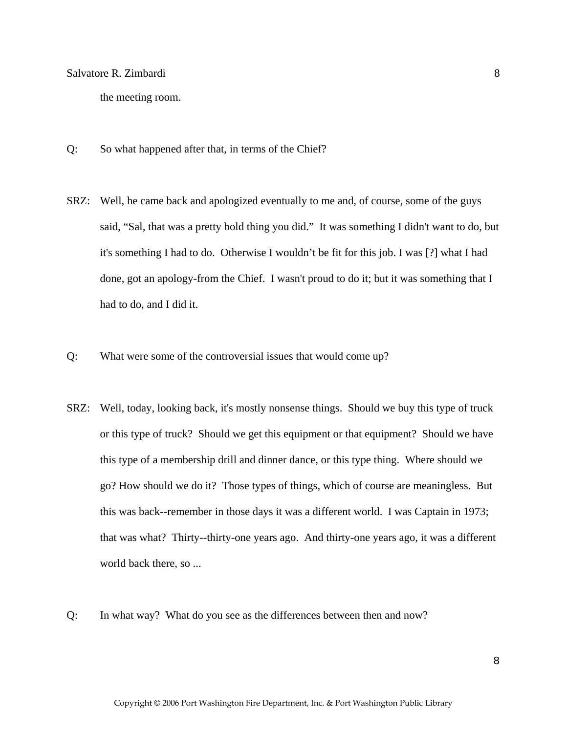the meeting room.

Q: So what happened after that, in terms of the Chief?

SRZ: Well, he came back and apologized eventually to me and, of course, some of the guys said, "Sal, that was a pretty bold thing you did." It was something I didn't want to do, but it's something I had to do. Otherwise I wouldn't be fit for this job. I was [?] what I had done, got an apology-from the Chief. I wasn't proud to do it; but it was something that I had to do, and I did it.

Q: What were some of the controversial issues that would come up?

SRZ: Well, today, looking back, it's mostly nonsense things. Should we buy this type of truck or this type of truck? Should we get this equipment or that equipment? Should we have this type of a membership drill and dinner dance, or this type thing. Where should we go? How should we do it? Those types of things, which of course are meaningless. But this was back--remember in those days it was a different world. I was Captain in 1973; that was what? Thirty--thirty-one years ago. And thirty-one years ago, it was a different world back there, so ...

Q: In what way? What do you see as the differences between then and now?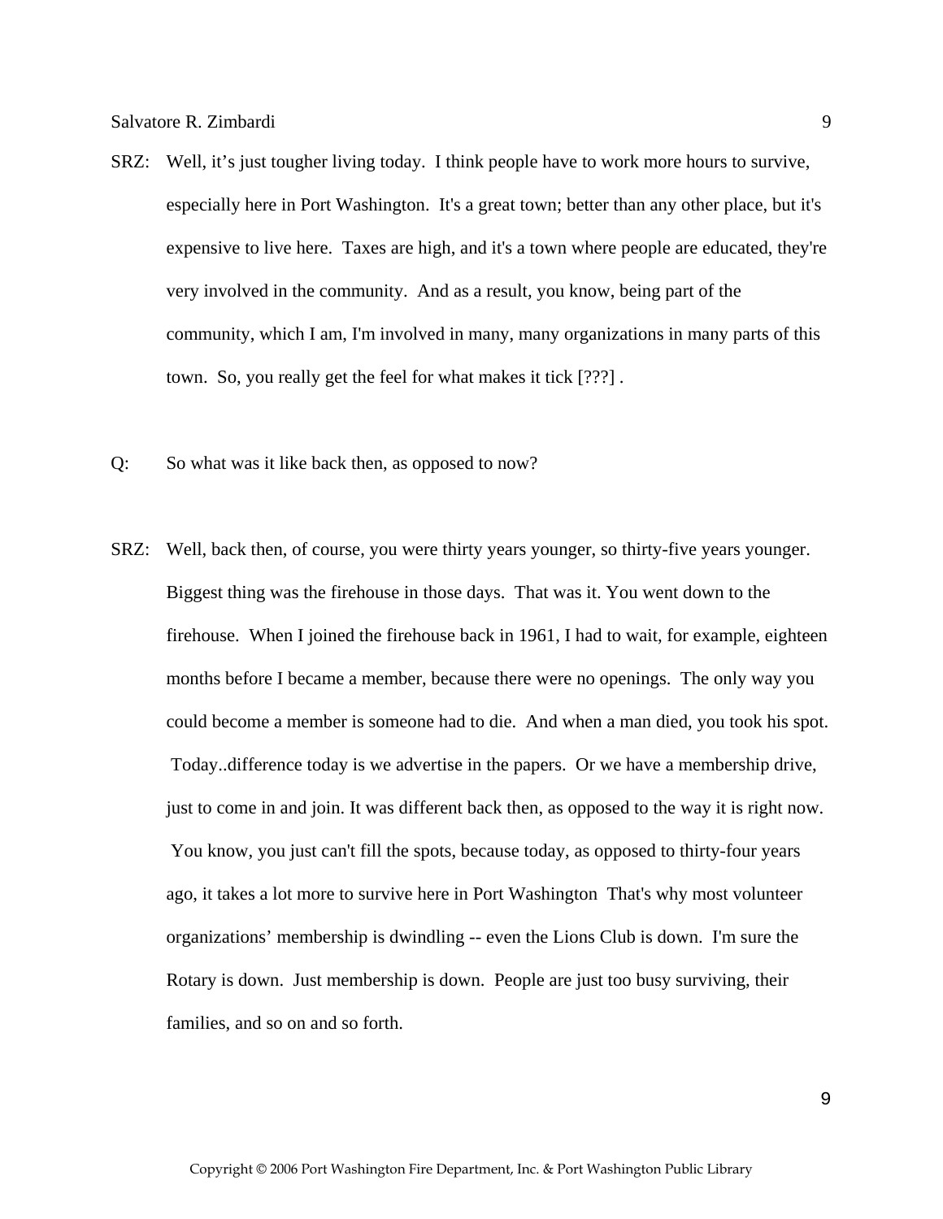SRZ: Well, it’s just tougher living today. I think people have to work more hours to survive, especially here in Port Washington. It's a great town; better than any other place, but it's expensive to live here. Taxes are high, and it's a town where people are educated, they're very involved in the community. And as a result, you know, being part of the community, which I am, I'm involved in many, many organizations in many parts of this town. So, you really get the feel for what makes it tick [???] .

Q: So what was it like back then, as opposed to now?

SRZ: Well, back then, of course, you were thirty years younger, so thirty-five years younger. Biggest thing was the firehouse in those days. That was it. You went down to the firehouse. When I joined the firehouse back in 1961, I had to wait, for example, eighteen months before I became a member, because there were no openings. The only way you could become a member is someone had to die. And when a man died, you took his spot. Today..difference today is we advertise in the papers. Or we have a membership drive, just to come in and join. It was different back then, as opposed to the way it is right now. You know, you just can't fill the spots, because today, as opposed to thirty-four years ago, it takes a lot more to survive here in Port Washington That's why most volunteer organizations’ membership is dwindling -- even the Lions Club is down. I'm sure the Rotary is down. Just membership is down. People are just too busy surviving, their families, and so on and so forth.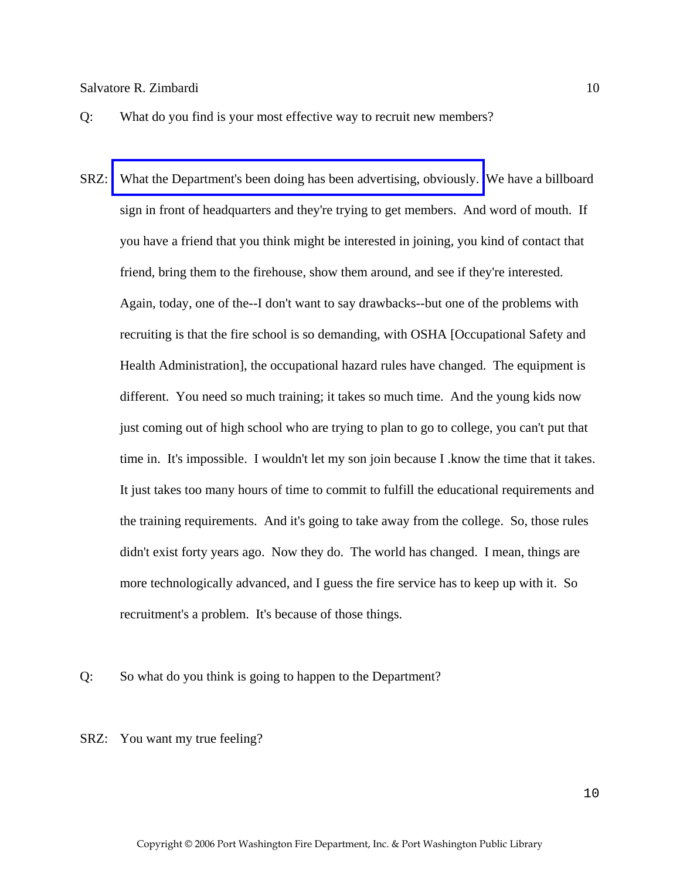Q: What do you find is your most effective way to recruit new members?

SRZ: What the Department's been doing has been advertising, obviously. We have a billboard sign in front of headquarters and they're trying to get members. And word of mouth. If you have a friend that you think might be interested in joining, you kind of contact that friend, bring them to the firehouse, show them around, and see if they're interested. Again, today, one of the--I don't want to say drawbacks--but one of the problems with recruiting is that the fire school is so demanding, with OSHA [Occupational Safety and Health Administration], the occupational hazard rules have changed. The equipment is different. You need so much training; it takes so much time. And the young kids now just coming out of high school who are trying to plan to go to college, you can't put that time in. It's impossible. I wouldn't let my son join because I .know the time that it takes. It just takes too many hours of time to commit to fulfill the educational requirements and the training requirements. And it's going to take away from the college. So, those rules didn't exist forty years ago. Now they do. The world has changed. I mean, things are more technologically advanced, and I guess the fire service has to keep up with it. So recruitment's a problem. It's because of those things.

Q: So what do you think is going to happen to the Department?

SRZ: You want my true feeling?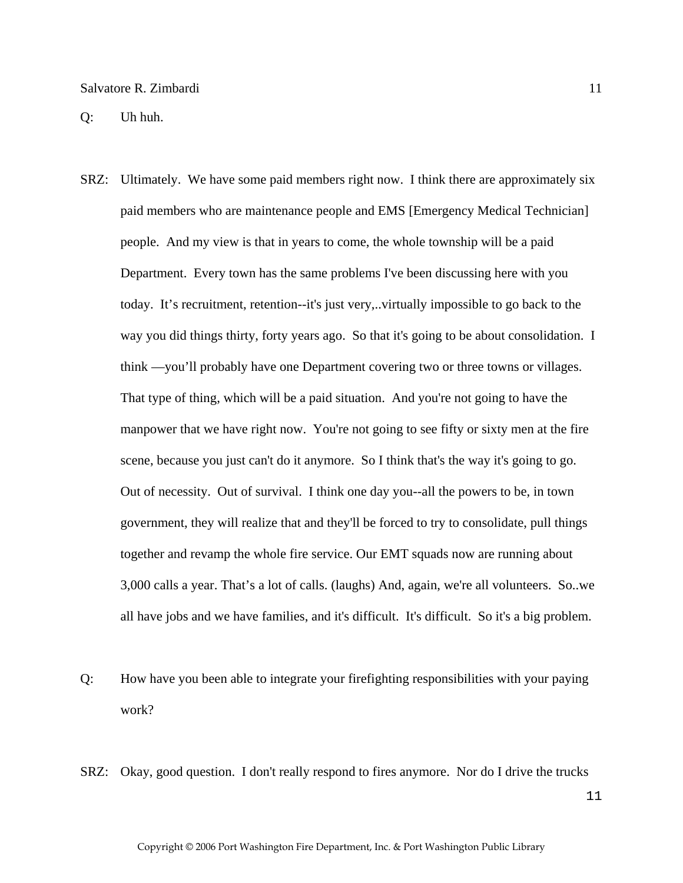Q: Uh huh.

SRZ: Ultimately. We have some paid members right now. I think there are approximately six paid members who are maintenance people and EMS [Emergency Medical Technician] people. And my view is that in years to come, the whole township will be a paid Department. Every town has the same problems I've been discussing here with you today. It's recruitment, retention--it's just very,..virtually impossible to go back to the way you did things thirty, forty years ago. So that it's going to be about consolidation. I think —you'll probably have one Department covering two or three towns or villages. That type of thing, which will be a paid situation. And you're not going to have the manpower that we have right now. You're not going to see fifty or sixty men at the fire scene, because you just can't do it anymore. So I think that's the way it's going to go. Out of necessity. Out of survival. I think one day you--all the powers to be, in town government, they will realize that and they'll be forced to try to consolidate, pull things together and revamp the whole fire service. Our EMT squads now are running about 3,000 calls a year. That's a lot of calls. (laughs) And, again, we're all volunteers. So..we all have jobs and we have families, and it's difficult. It's difficult. So it's a big problem.

Q: How have you been able to integrate your firefighting responsibilities with your paying work?

SRZ: Okay, good question. I don't really respond to fires anymore. Nor do I drive the trucks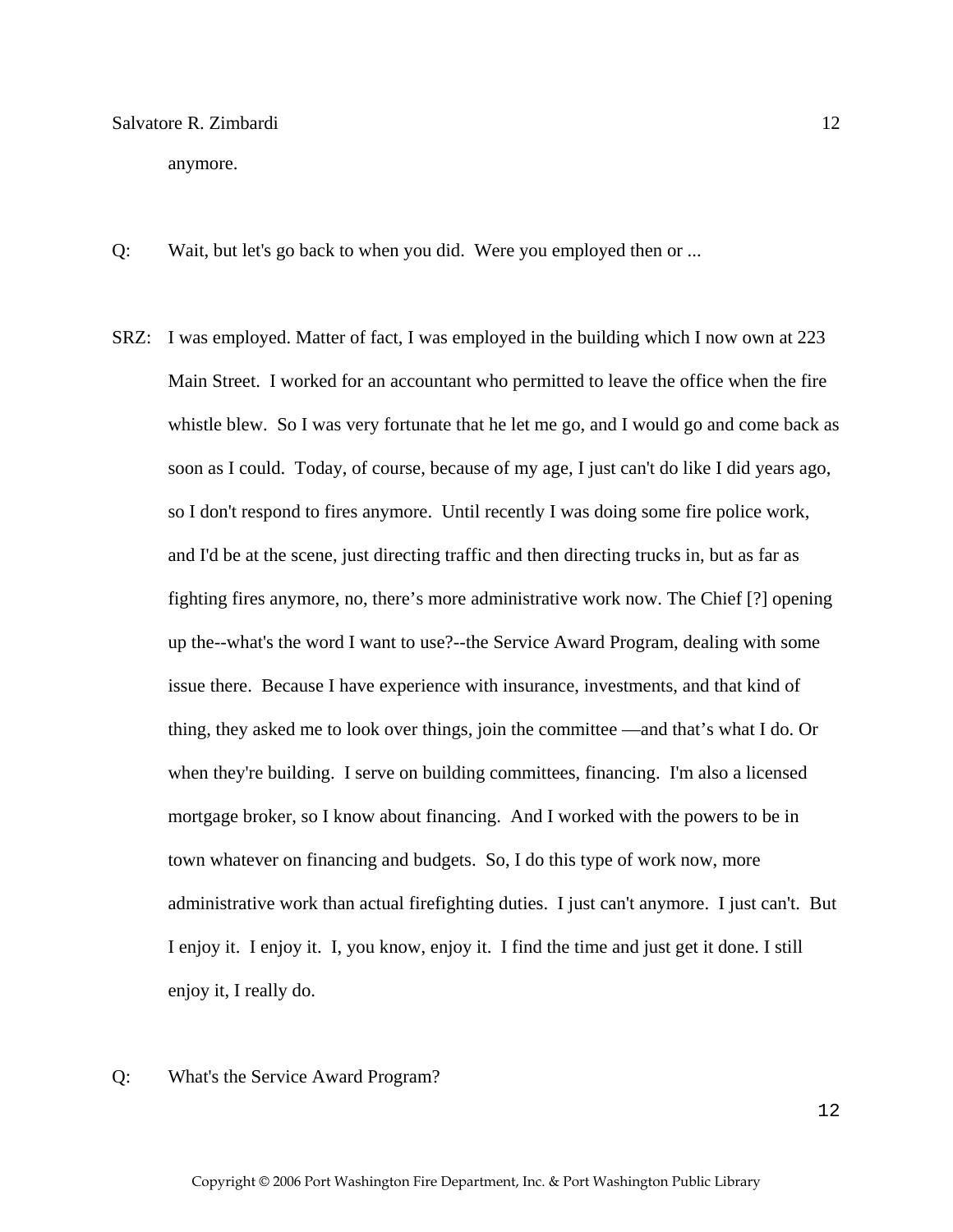anymore.

Q: Wait, but let's go back to when you did. Were you employed then or ...

SRZ: I was employed. Matter of fact, I was employed in the building which I now own at 223 Main Street. I worked for an accountant who permitted to leave the office when the fire whistle blew. So I was very fortunate that he let me go, and I would go and come back as soon as I could. Today, of course, because of my age, I just can't do like I did years ago, so I don't respond to fires anymore. Until recently I was doing some fire police work, and I'd be at the scene, just directing traffic and then directing trucks in, but as far as fighting fires anymore, no, there's more administrative work now. The Chief [?] opening up the--what's the word I want to use?--the Service Award Program, dealing with some issue there. Because I have experience with insurance, investments, and that kind of thing, they asked me to look over things, join the committee —and that's what I do. Or when they're building. I serve on building committees, financing. I'm also a licensed mortgage broker, so I know about financing. And I worked with the powers to be in town whatever on financing and budgets. So, I do this type of work now, more administrative work than actual firefighting duties. I just can't anymore. I just can't. But I enjoy it. I enjoy it. I, you know, enjoy it. I find the time and just get it done. I still enjoy it, I really do.

Q: What's the Service Award Program?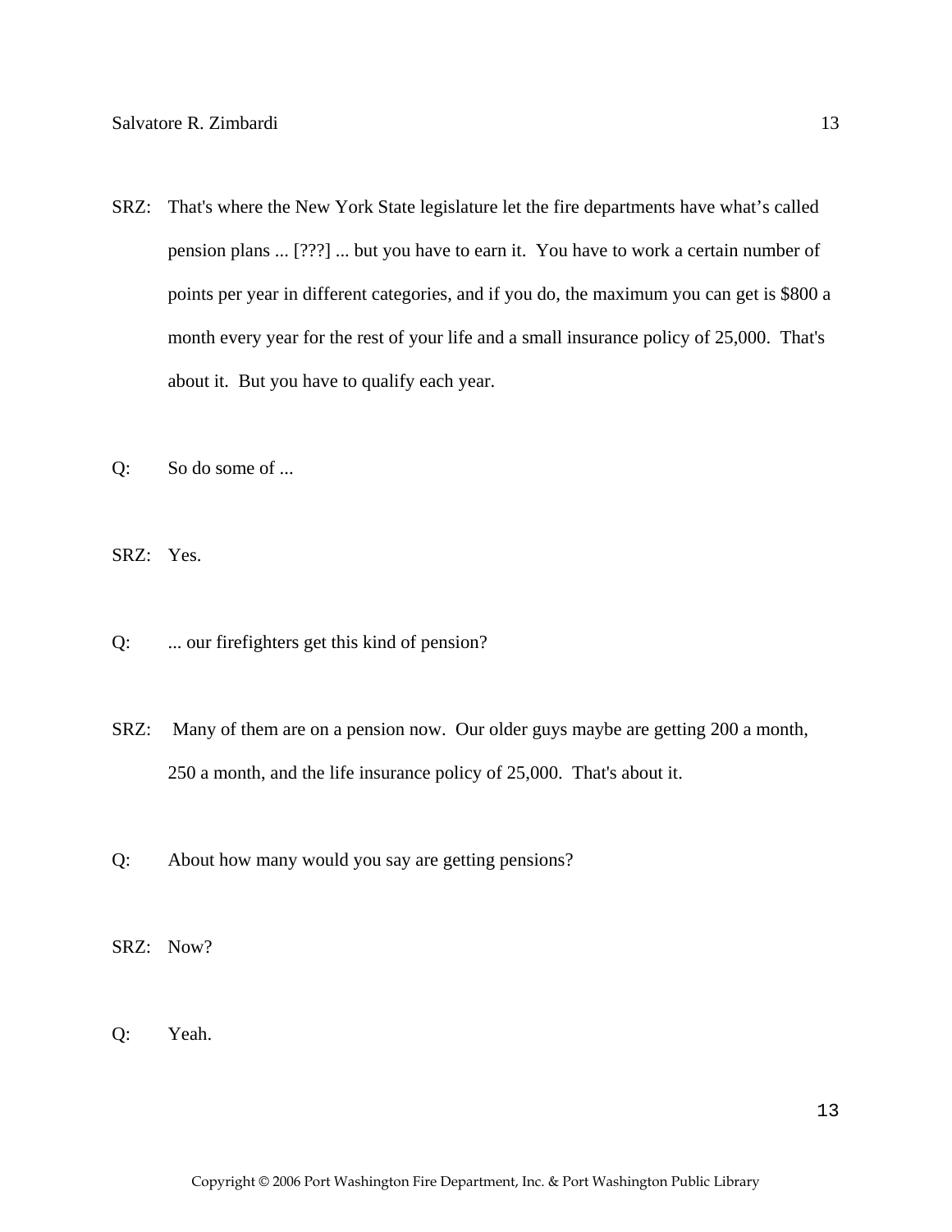SRZ: That's where the New York State legislature let the fire departments have what's called pension plans ... [???] ... but you have to earn it. You have to work a certain number of points per year in different categories, and if you do, the maximum you can get is $800 a month every year for the rest of your life and a small insurance policy of 25,000. That's about it. But you have to qualify each year.

Q: So do some of ...

SRZ: Yes.

Q: ... our firefighters get this kind of pension?

SRZ: Many of them are on a pension now. Our older guys maybe are getting 200 a month, 250 a month, and the life insurance policy of 25,000. That's about it.

Q: About how many would you say are getting pensions?

SRZ: Now?

Q: Yeah.

Copyright © 2006 Port Washington Fire Department, Inc. & Port Washington Public Library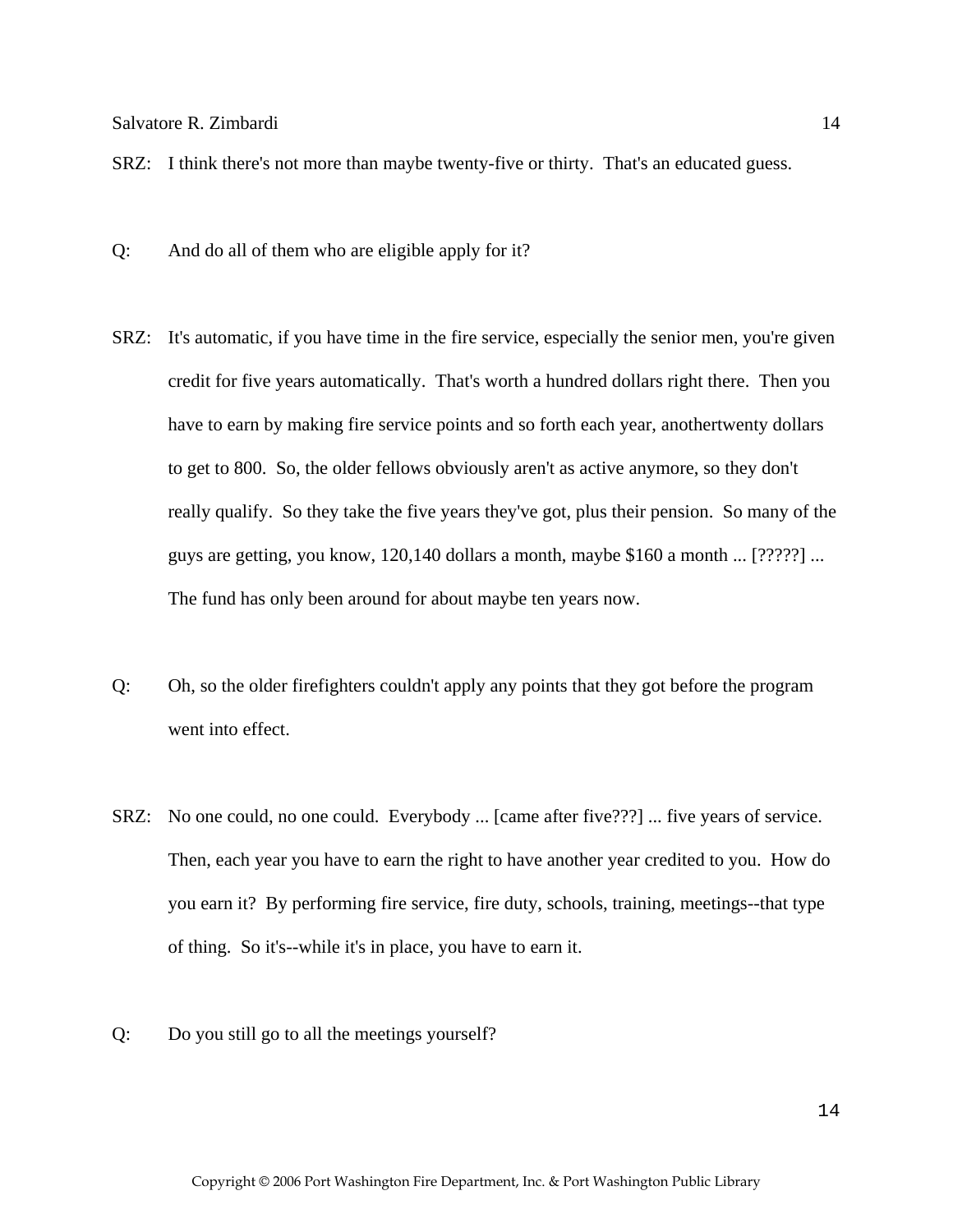SRZ: I think there's not more than maybe twenty-five or thirty. That's an educated guess.

Q: And do all of them who are eligible apply for it?

SRZ: It's automatic, if you have time in the fire service, especially the senior men, you're given credit for five years automatically. That's worth a hundred dollars right there. Then you have to earn by making fire service points and so forth each year, anothertwenty dollars to get to 800. So, the older fellows obviously aren't as active anymore, so they don't really qualify. So they take the five years they've got, plus their pension. So many of the guys are getting, you know, 120,140 dollars a month, maybe $160 a month ... [?????] ... The fund has only been around for about maybe ten years now.

Q: Oh, so the older firefighters couldn't apply any points that they got before the program went into effect.

SRZ: No one could, no one could. Everybody ... [came after five???] ... five years of service. Then, each year you have to earn the right to have another year credited to you. How do you earn it? By performing fire service, fire duty, schools, training, meetings--that type of thing. So it's--while it's in place, you have to earn it.

Q: Do you still go to all the meetings yourself?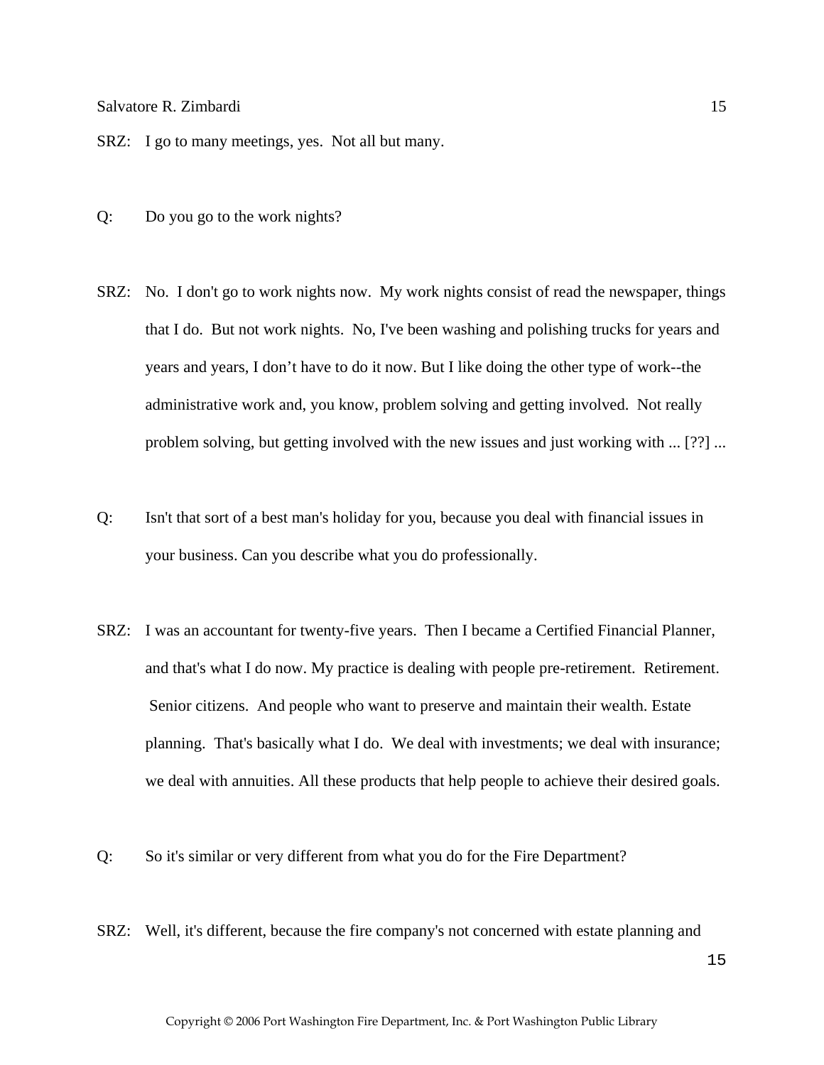SRZ: I go to many meetings, yes. Not all but many.

Q: Do you go to the work nights?

SRZ: No. I don't go to work nights now. My work nights consist of read the newspaper, things that I do. But not work nights. No, I've been washing and polishing trucks for years and years and years, I don't have to do it now. But I like doing the other type of work--the administrative work and, you know, problem solving and getting involved. Not really problem solving, but getting involved with the new issues and just working with ... [??] ...

Q: Isn't that sort of a best man's holiday for you, because you deal with financial issues in your business. Can you describe what you do professionally.

SRZ: I was an accountant for twenty-five years. Then I became a Certified Financial Planner, and that's what I do now. My practice is dealing with people pre-retirement. Retirement. Senior citizens. And people who want to preserve and maintain their wealth. Estate planning. That's basically what I do. We deal with investments; we deal with insurance; we deal with annuities. All these products that help people to achieve their desired goals.

Q: So it's similar or very different from what you do for the Fire Department?

SRZ: Well, it's different, because the fire company's not concerned with estate planning and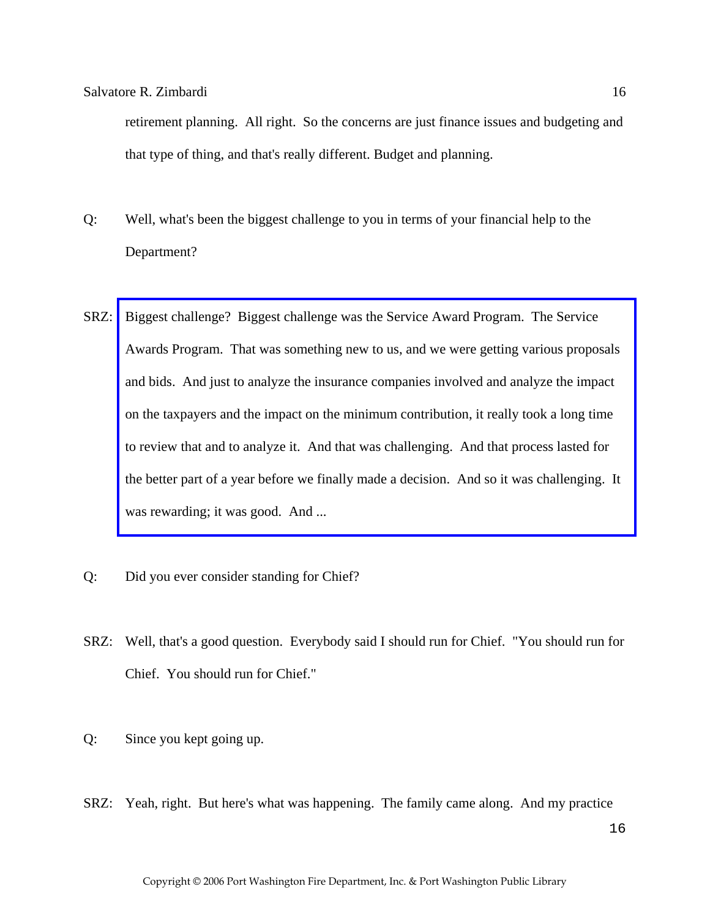retirement planning. All right. So the concerns are just finance issues and budgeting and that type of thing, and that's really different. Budget and planning.

Q: Well, what's been the biggest challenge to you in terms of your financial help to the Department?

SRZ: Biggest challenge? Biggest challenge was the Service Award Program. The Service Awards Program. That was something new to us, and we were getting various proposals and bids. And just to analyze the insurance companies involved and analyze the impact on the taxpayers and the impact on the minimum contribution, it really took a long time to review that and to analyze it. And that was challenging. And that process lasted for the better part of a year before we finally made a decision. And so it was challenging. It was rewarding; it was good. And ...

Q: Did you ever consider standing for Chief?

SRZ: Well, that's a good question. Everybody said I should run for Chief. "You should run for Chief. You should run for Chief."

Q: Since you kept going up.

SRZ: Yeah, right. But here's what was happening. The family came along. And my practice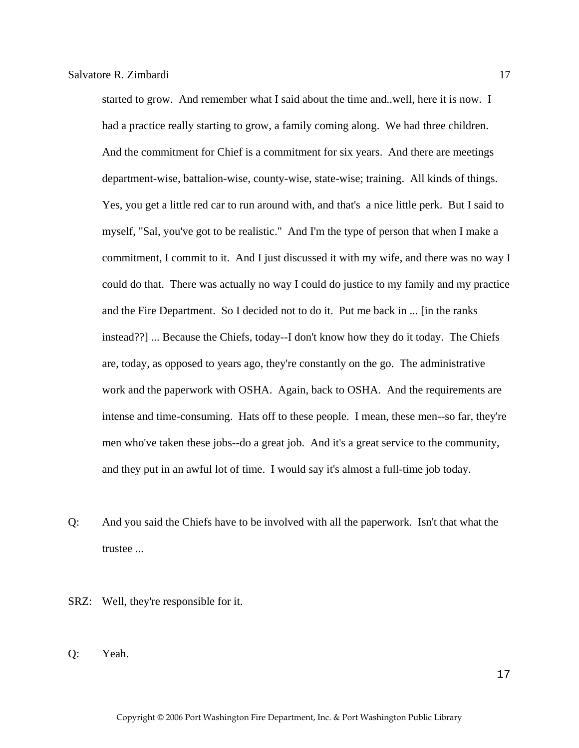started to grow. And remember what I said about the time and..well, here it is now. I had a practice really starting to grow, a family coming along. We had three children. And the commitment for Chief is a commitment for six years. And there are meetings department-wise, battalion-wise, county-wise, state-wise; training. All kinds of things. Yes, you get a little red car to run around with, and that's a nice little perk. But I said to myself, "Sal, you've got to be realistic." And I'm the type of person that when I make a commitment, I commit to it. And I just discussed it with my wife, and there was no way I could do that. There was actually no way I could do justice to my family and my practice and the Fire Department. So I decided not to do it. Put me back in ... [in the ranks instead??] ... Because the Chiefs, today--I don't know how they do it today. The Chiefs are, today, as opposed to years ago, they're constantly on the go. The administrative work and the paperwork with OSHA. Again, back to OSHA. And the requirements are intense and time-consuming. Hats off to these people. I mean, these men--so far, they're men who've taken these jobs--do a great job. And it's a great service to the community, and they put in an awful lot of time. I would say it's almost a full-time job today.

Q: And you said the Chiefs have to be involved with all the paperwork. Isn't that what the trustee ...

SRZ: Well, they're responsible for it.

Q: Yeah.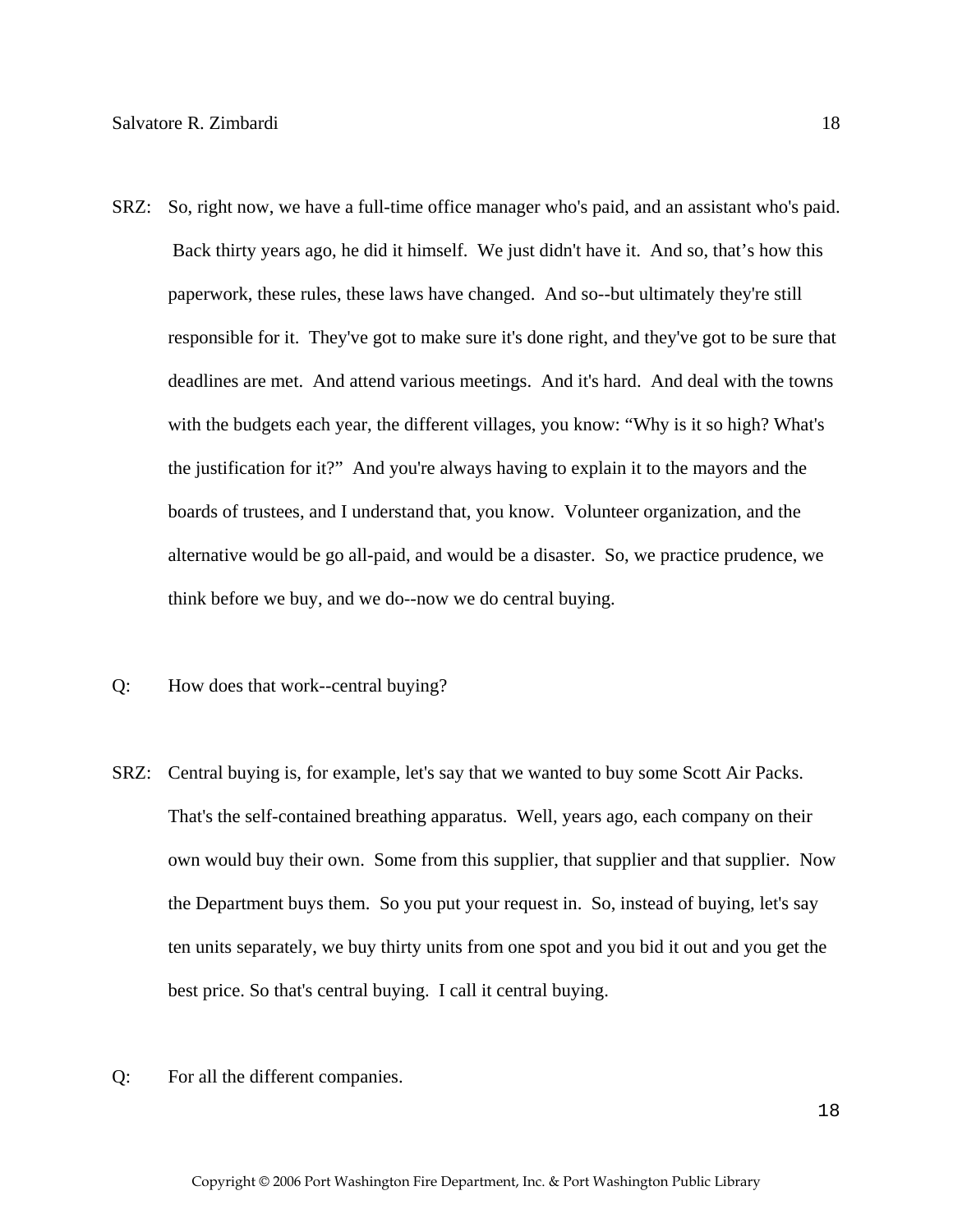SRZ: So, right now, we have a full-time office manager who's paid, and an assistant who's paid. Back thirty years ago, he did it himself. We just didn't have it. And so, that's how this paperwork, these rules, these laws have changed. And so--but ultimately they're still responsible for it. They've got to make sure it's done right, and they've got to be sure that deadlines are met. And attend various meetings. And it's hard. And deal with the towns with the budgets each year, the different villages, you know: "Why is it so high? What's the justification for it?" And you're always having to explain it to the mayors and the boards of trustees, and I understand that, you know. Volunteer organization, and the alternative would be go all-paid, and would be a disaster. So, we practice prudence, we think before we buy, and we do--now we do central buying.

Q: How does that work--central buying?

SRZ: Central buying is, for example, let's say that we wanted to buy some Scott Air Packs. That's the self-contained breathing apparatus. Well, years ago, each company on their own would buy their own. Some from this supplier, that supplier and that supplier. Now the Department buys them. So you put your request in. So, instead of buying, let's say ten units separately, we buy thirty units from one spot and you bid it out and you get the best price. So that's central buying. I call it central buying.

Q: For all the different companies.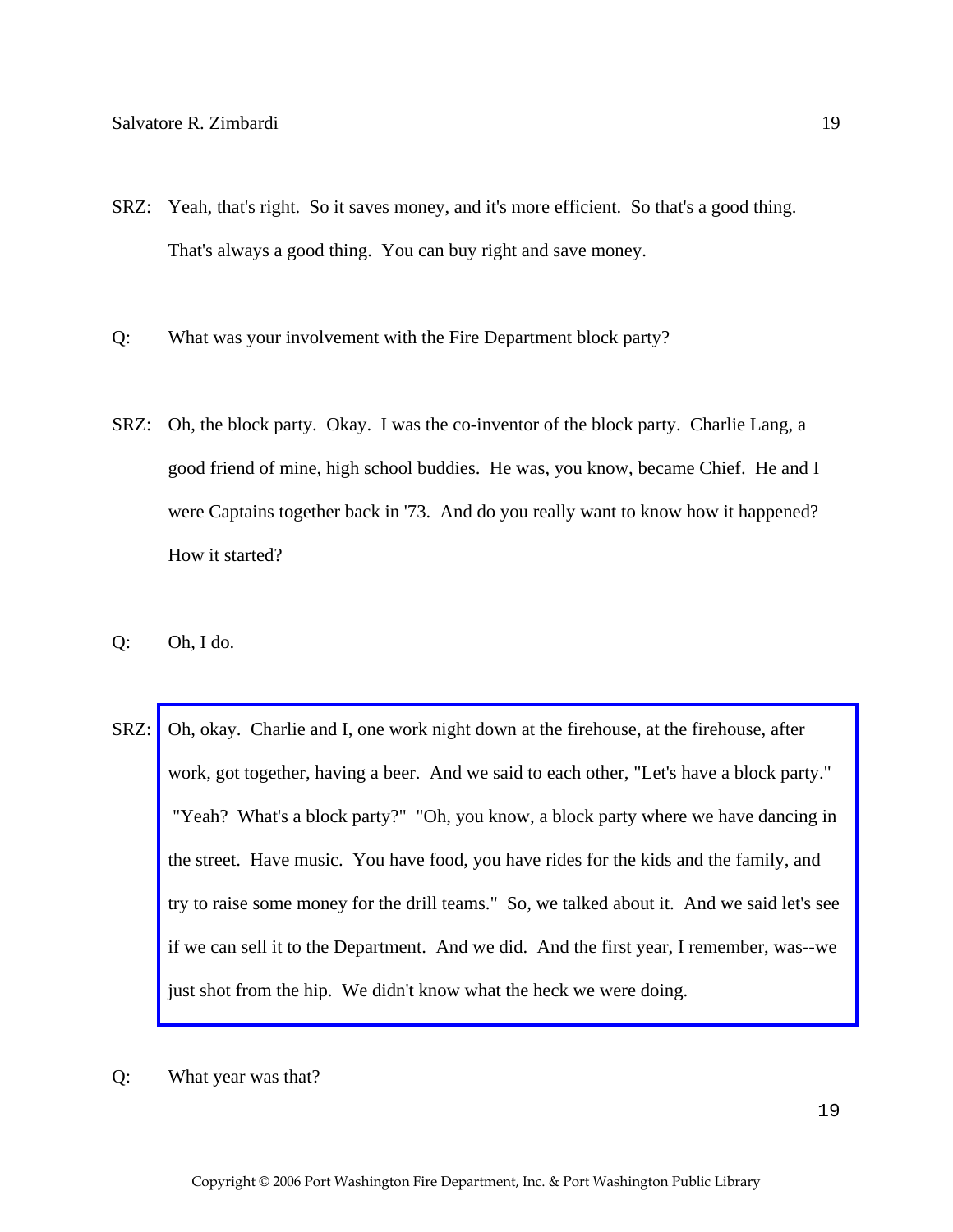SRZ: Yeah, that's right. So it saves money, and it's more efficient. So that's a good thing. That's always a good thing. You can buy right and save money.

Q: What was your involvement with the Fire Department block party?

SRZ: Oh, the block party. Okay. I was the co-inventor of the block party. Charlie Lang, a good friend of mine, high school buddies. He was, you know, became Chief. He and I were Captains together back in '73. And do you really want to know how it happened? How it started?

Q: Oh, I do.

SRZ: Oh, okay. Charlie and I, one work night down at the firehouse, at the firehouse, after work, got together, having a beer. And we said to each other, "Let's have a block party." "Yeah? What's a block party?" "Oh, you know, a block party where we have dancing in the street. Have music. You have food, you have rides for the kids and the family, and try to raise some money for the drill teams." So, we talked about it. And we said let's see if we can sell it to the Department. And we did. And the first year, I remember, was--we just shot from the hip. We didn't know what the heck we were doing.

Q: What year was that?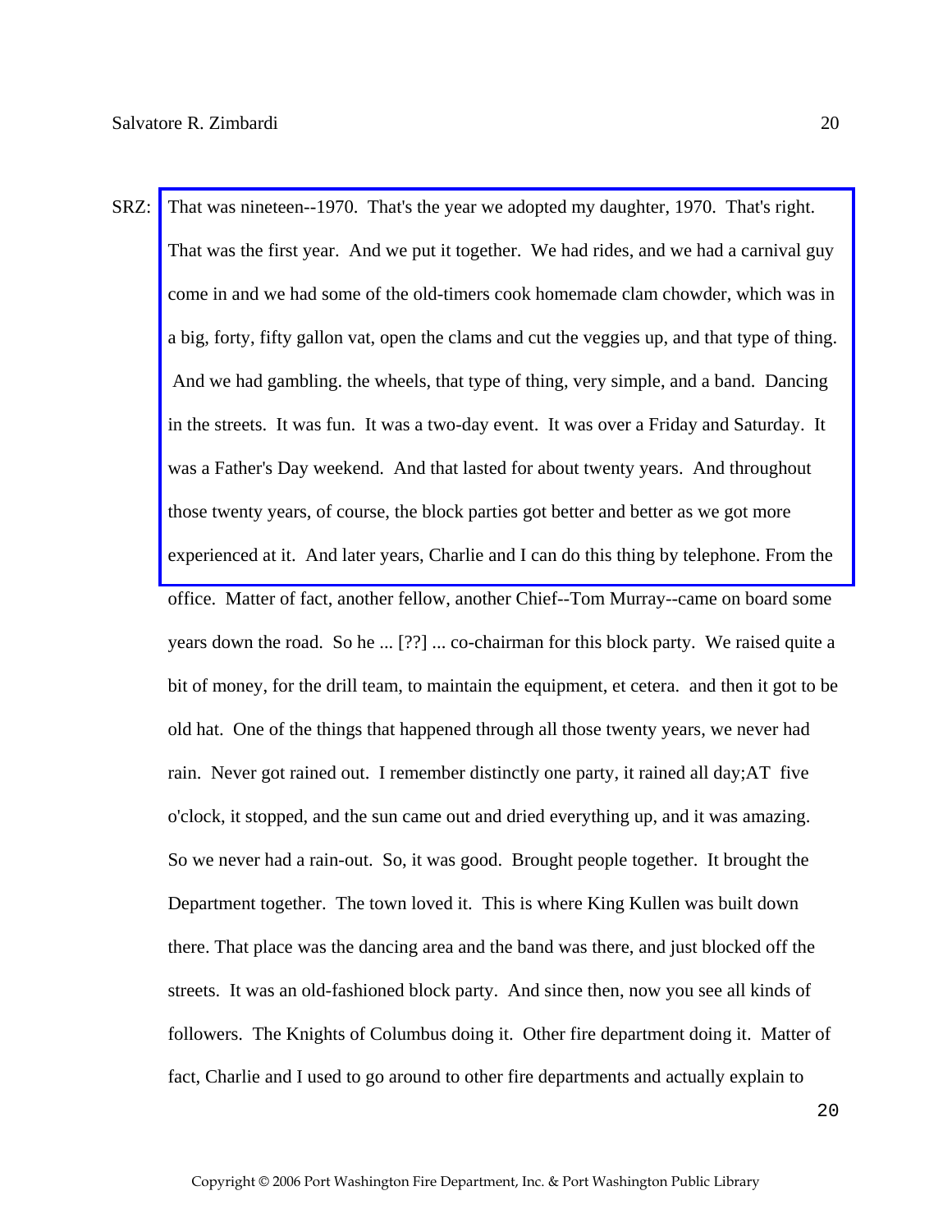SRZ: That was nineteen--1970. That's the year we adopted my daughter, 1970. That's right. That was the first year. And we put it together. We had rides, and we had a carnival guy come in and we had some of the old-timers cook homemade clam chowder, which was in a big, forty, fifty gallon vat, open the clams and cut the veggies up, and that type of thing. And we had gambling. the wheels, that type of thing, very simple, and a band. Dancing in the streets. It was fun. It was a two-day event. It was over a Friday and Saturday. It was a Father's Day weekend. And that lasted for about twenty years. And throughout those twenty years, of course, the block parties got better and better as we got more experienced at it. And later years, Charlie and I can do this thing by telephone. From the office. Matter of fact, another fellow, another Chief--Tom Murray--came on board some years down the road. So he ... [??] ... co-chairman for this block party. We raised quite a bit of money, for the drill team, to maintain the equipment, et cetera. and then it got to be old hat. One of the things that happened through all those twenty years, we never had rain. Never got rained out. I remember distinctly one party, it rained all day;AT five o'clock, it stopped, and the sun came out and dried everything up, and it was amazing. So we never had a rain-out. So, it was good. Brought people together. It brought the Department together. The town loved it. This is where King Kullen was built down there. That place was the dancing area and the band was there, and just blocked off the streets. It was an old-fashioned block party. And since then, now you see all kinds of followers. The Knights of Columbus doing it. Other fire department doing it. Matter of fact, Charlie and I used to go around to other fire departments and actually explain to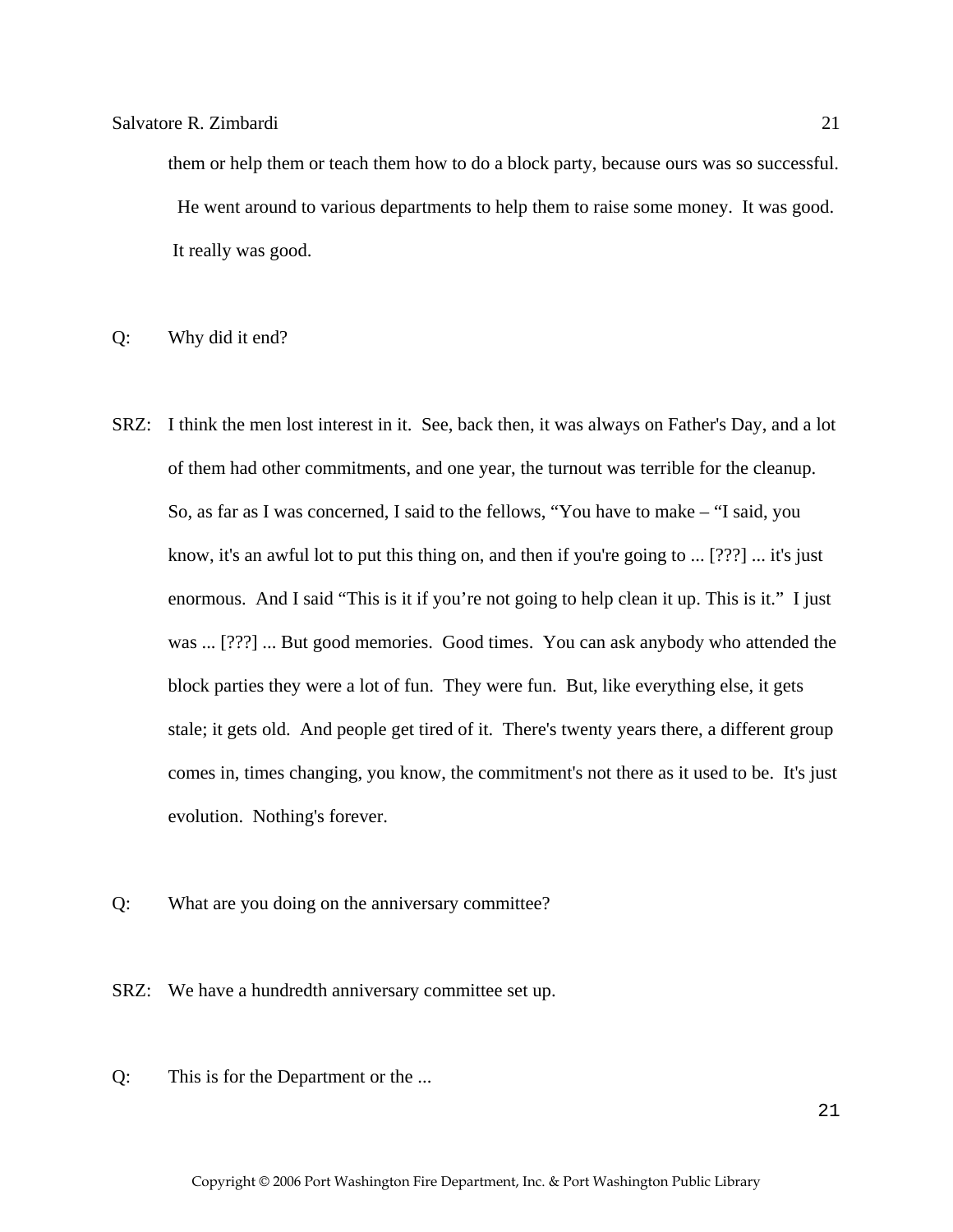them or help them or teach them how to do a block party, because ours was so successful. He went around to various departments to help them to raise some money. It was good. It really was good.

Q: Why did it end?

SRZ: I think the men lost interest in it. See, back then, it was always on Father's Day, and a lot of them had other commitments, and one year, the turnout was terrible for the cleanup. So, as far as I was concerned, I said to the fellows, "You have to make – "I said, you know, it's an awful lot to put this thing on, and then if you're going to ... [???] ... it's just enormous. And I said "This is it if you're not going to help clean it up. This is it." I just was ... [???] ... But good memories. Good times. You can ask anybody who attended the block parties they were a lot of fun. They were fun. But, like everything else, it gets stale; it gets old. And people get tired of it. There's twenty years there, a different group comes in, times changing, you know, the commitment's not there as it used to be. It's just evolution. Nothing's forever.

Q: What are you doing on the anniversary committee?

SRZ: We have a hundredth anniversary committee set up.

Q: This is for the Department or the ...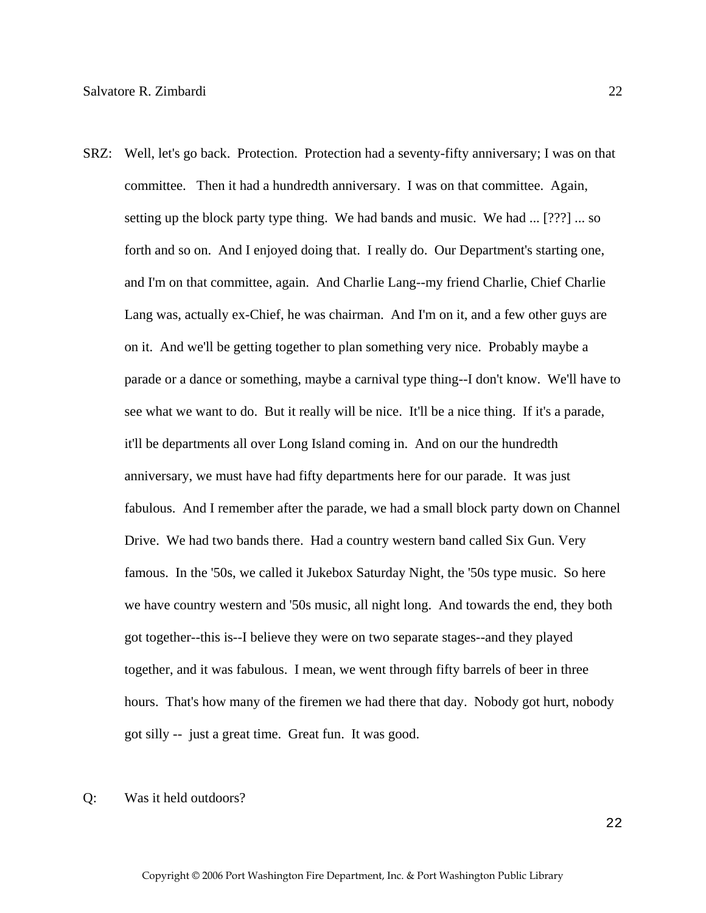SRZ: Well, let's go back. Protection. Protection had a seventy-fifty anniversary; I was on that committee. Then it had a hundredth anniversary. I was on that committee. Again, setting up the block party type thing. We had bands and music. We had ... [???] ... so forth and so on. And I enjoyed doing that. I really do. Our Department's starting one, and I'm on that committee, again. And Charlie Lang--my friend Charlie, Chief Charlie Lang was, actually ex-Chief, he was chairman. And I'm on it, and a few other guys are on it. And we'll be getting together to plan something very nice. Probably maybe a parade or a dance or something, maybe a carnival type thing--I don't know. We'll have to see what we want to do. But it really will be nice. It'll be a nice thing. If it's a parade, it'll be departments all over Long Island coming in. And on our the hundredth anniversary, we must have had fifty departments here for our parade. It was just fabulous. And I remember after the parade, we had a small block party down on Channel Drive. We had two bands there. Had a country western band called Six Gun. Very famous. In the '50s, we called it Jukebox Saturday Night, the '50s type music. So here we have country western and '50s music, all night long. And towards the end, they both got together--this is--I believe they were on two separate stages--and they played together, and it was fabulous. I mean, we went through fifty barrels of beer in three hours. That's how many of the firemen we had there that day. Nobody got hurt, nobody got silly -- just a great time. Great fun. It was good.

Q: Was it held outdoors?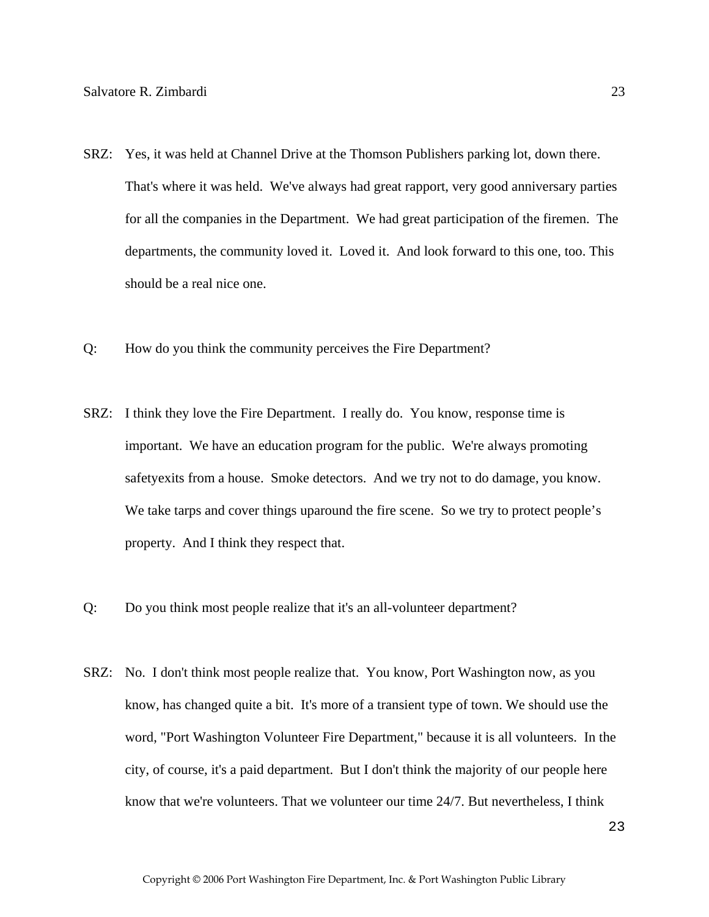SRZ: Yes, it was held at Channel Drive at the Thomson Publishers parking lot, down there. That's where it was held. We've always had great rapport, very good anniversary parties for all the companies in the Department. We had great participation of the firemen. The departments, the community loved it. Loved it. And look forward to this one, too. This should be a real nice one.

Q: How do you think the community perceives the Fire Department?

SRZ: I think they love the Fire Department. I really do. You know, response time is important. We have an education program for the public. We're always promoting safetyexits from a house. Smoke detectors. And we try not to do damage, you know. We take tarps and cover things uparound the fire scene. So we try to protect people's property. And I think they respect that.

Q: Do you think most people realize that it's an all-volunteer department?

SRZ: No. I don't think most people realize that. You know, Port Washington now, as you know, has changed quite a bit. It's more of a transient type of town. We should use the word, "Port Washington Volunteer Fire Department," because it is all volunteers. In the city, of course, it's a paid department. But I don't think the majority of our people here know that we're volunteers. That we volunteer our time 24/7. But nevertheless, I think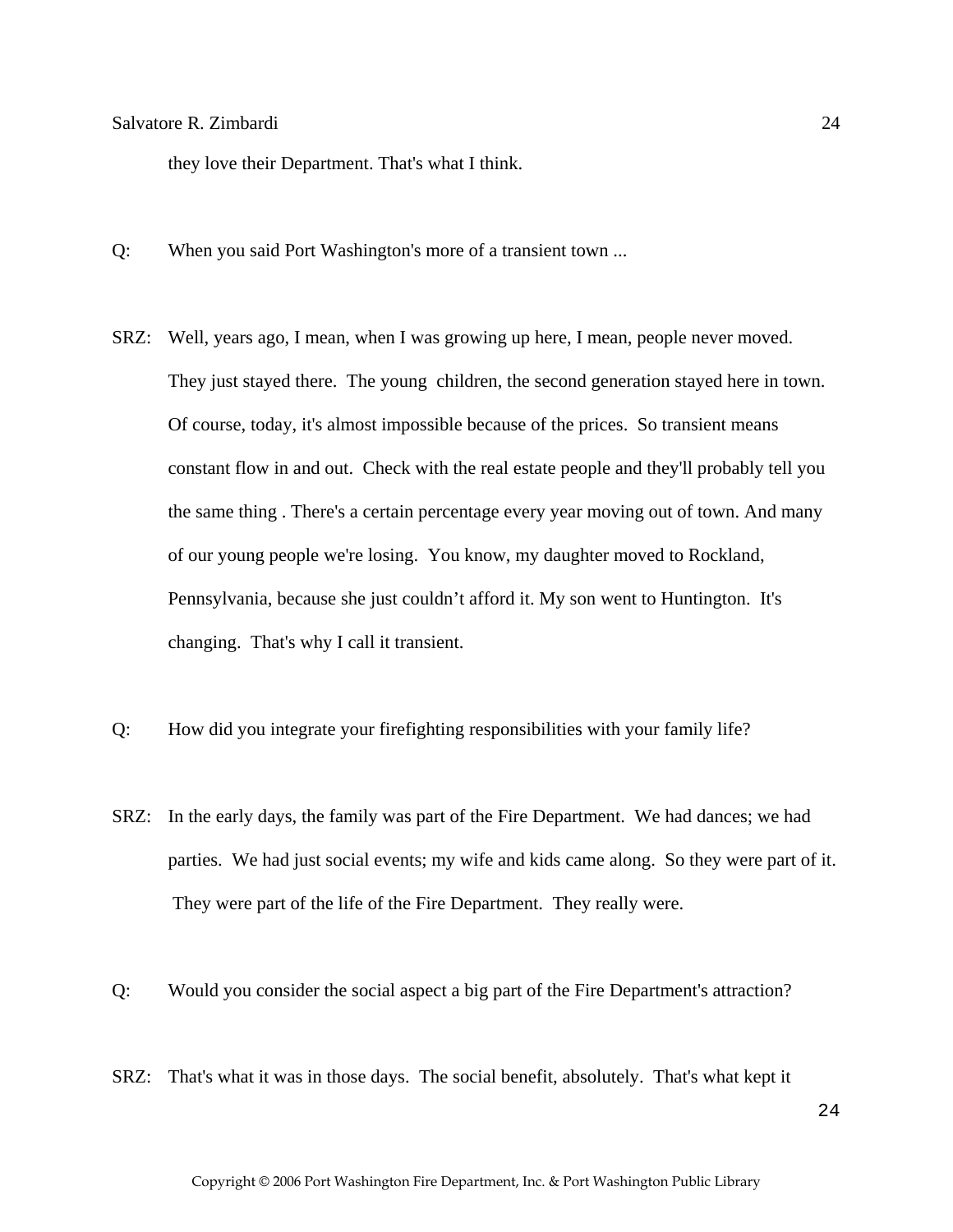they love their Department. That's what I think.

Q: When you said Port Washington's more of a transient town ...

SRZ: Well, years ago, I mean, when I was growing up here, I mean, people never moved. They just stayed there. The young children, the second generation stayed here in town. Of course, today, it's almost impossible because of the prices. So transient means constant flow in and out. Check with the real estate people and they'll probably tell you the same thing . There's a certain percentage every year moving out of town. And many of our young people we're losing. You know, my daughter moved to Rockland, Pennsylvania, because she just couldn't afford it. My son went to Huntington. It's changing. That's why I call it transient.

Q: How did you integrate your firefighting responsibilities with your family life?

SRZ: In the early days, the family was part of the Fire Department. We had dances; we had parties. We had just social events; my wife and kids came along. So they were part of it. They were part of the life of the Fire Department. They really were.

Q: Would you consider the social aspect a big part of the Fire Department's attraction?

SRZ: That's what it was in those days. The social benefit, absolutely. That's what kept it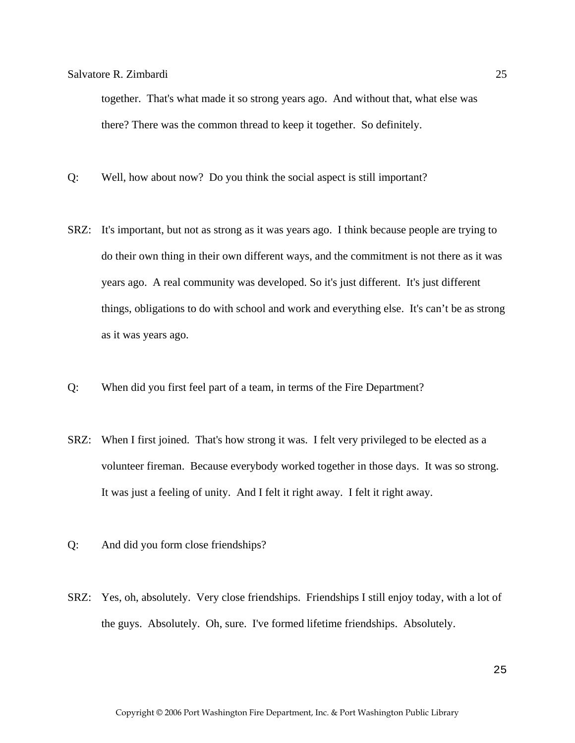together. That's what made it so strong years ago. And without that, what else was there? There was the common thread to keep it together. So definitely.

Q: Well, how about now? Do you think the social aspect is still important?

SRZ: It's important, but not as strong as it was years ago. I think because people are trying to do their own thing in their own different ways, and the commitment is not there as it was years ago. A real community was developed. So it's just different. It's just different things, obligations to do with school and work and everything else. It's can't be as strong as it was years ago.

Q: When did you first feel part of a team, in terms of the Fire Department?

SRZ: When I first joined. That's how strong it was. I felt very privileged to be elected as a volunteer fireman. Because everybody worked together in those days. It was so strong. It was just a feeling of unity. And I felt it right away. I felt it right away.

Q: And did you form close friendships?

SRZ: Yes, oh, absolutely. Very close friendships. Friendships I still enjoy today, with a lot of the guys. Absolutely. Oh, sure. I've formed lifetime friendships. Absolutely.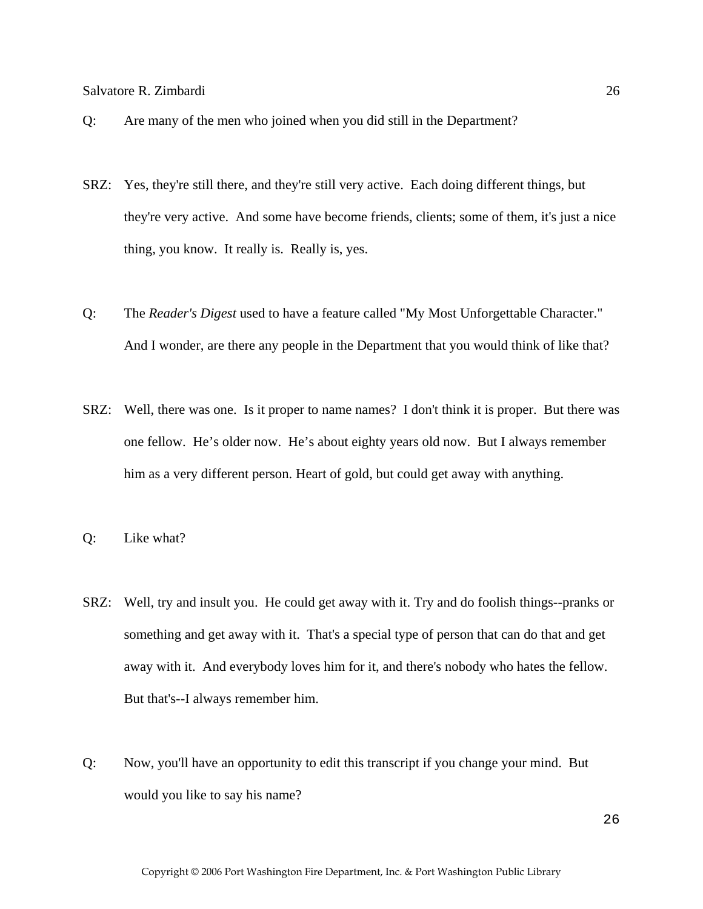Q: Are many of the men who joined when you did still in the Department?

SRZ: Yes, they're still there, and they're still very active. Each doing different things, but they're very active. And some have become friends, clients; some of them, it's just a nice thing, you know. It really is. Really is, yes.

Q: The *Reader's Digest* used to have a feature called "My Most Unforgettable Character." And I wonder, are there any people in the Department that you would think of like that?

SRZ: Well, there was one. Is it proper to name names? I don't think it is proper. But there was one fellow. He's older now. He's about eighty years old now. But I always remember him as a very different person. Heart of gold, but could get away with anything.

Q: Like what?

SRZ: Well, try and insult you. He could get away with it. Try and do foolish things--pranks or something and get away with it. That's a special type of person that can do that and get away with it. And everybody loves him for it, and there's nobody who hates the fellow. But that's--I always remember him.

Q: Now, you'll have an opportunity to edit this transcript if you change your mind. But would you like to say his name?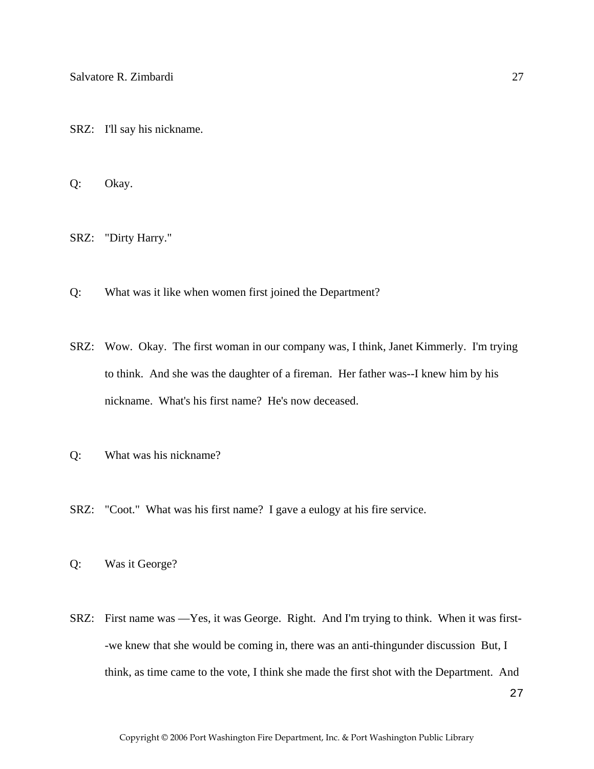SRZ: I'll say his nickname.

Q: Okay.

SRZ: "Dirty Harry."

Q: What was it like when women first joined the Department?

SRZ: Wow. Okay. The first woman in our company was, I think, Janet Kimmerly. I'm trying to think. And she was the daughter of a fireman. Her father was--I knew him by his nickname. What's his first name? He's now deceased.

Q: What was his nickname?

SRZ: "Coot." What was his first name? I gave a eulogy at his fire service.

Q: Was it George?

SRZ: First name was —Yes, it was George. Right. And I'm trying to think. When it was first--we knew that she would be coming in, there was an anti-thingunder discussion But, I think, as time came to the vote, I think she made the first shot with the Department. And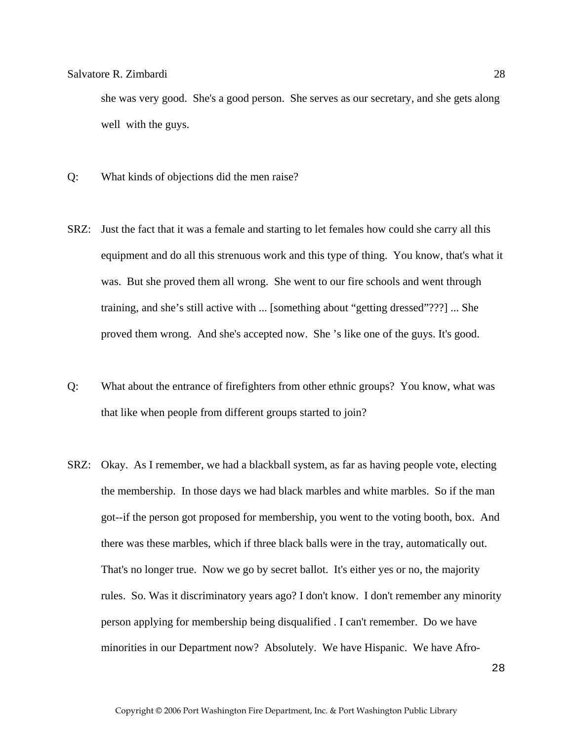she was very good. She's a good person. She serves as our secretary, and she gets along well with the guys.

Q: What kinds of objections did the men raise?

SRZ: Just the fact that it was a female and starting to let females how could she carry all this equipment and do all this strenuous work and this type of thing. You know, that's what it was. But she proved them all wrong. She went to our fire schools and went through training, and she's still active with ... [something about "getting dressed"???] ... She proved them wrong. And she's accepted now. She 's like one of the guys. It's good.

Q: What about the entrance of firefighters from other ethnic groups? You know, what was that like when people from different groups started to join?

SRZ: Okay. As I remember, we had a blackball system, as far as having people vote, electing the membership. In those days we had black marbles and white marbles. So if the man got--if the person got proposed for membership, you went to the voting booth, box. And there was these marbles, which if three black balls were in the tray, automatically out. That's no longer true. Now we go by secret ballot. It's either yes or no, the majority rules. So. Was it discriminatory years ago? I don't know. I don't remember any minority person applying for membership being disqualified . I can't remember. Do we have minorities in our Department now? Absolutely. We have Hispanic. We have Afro-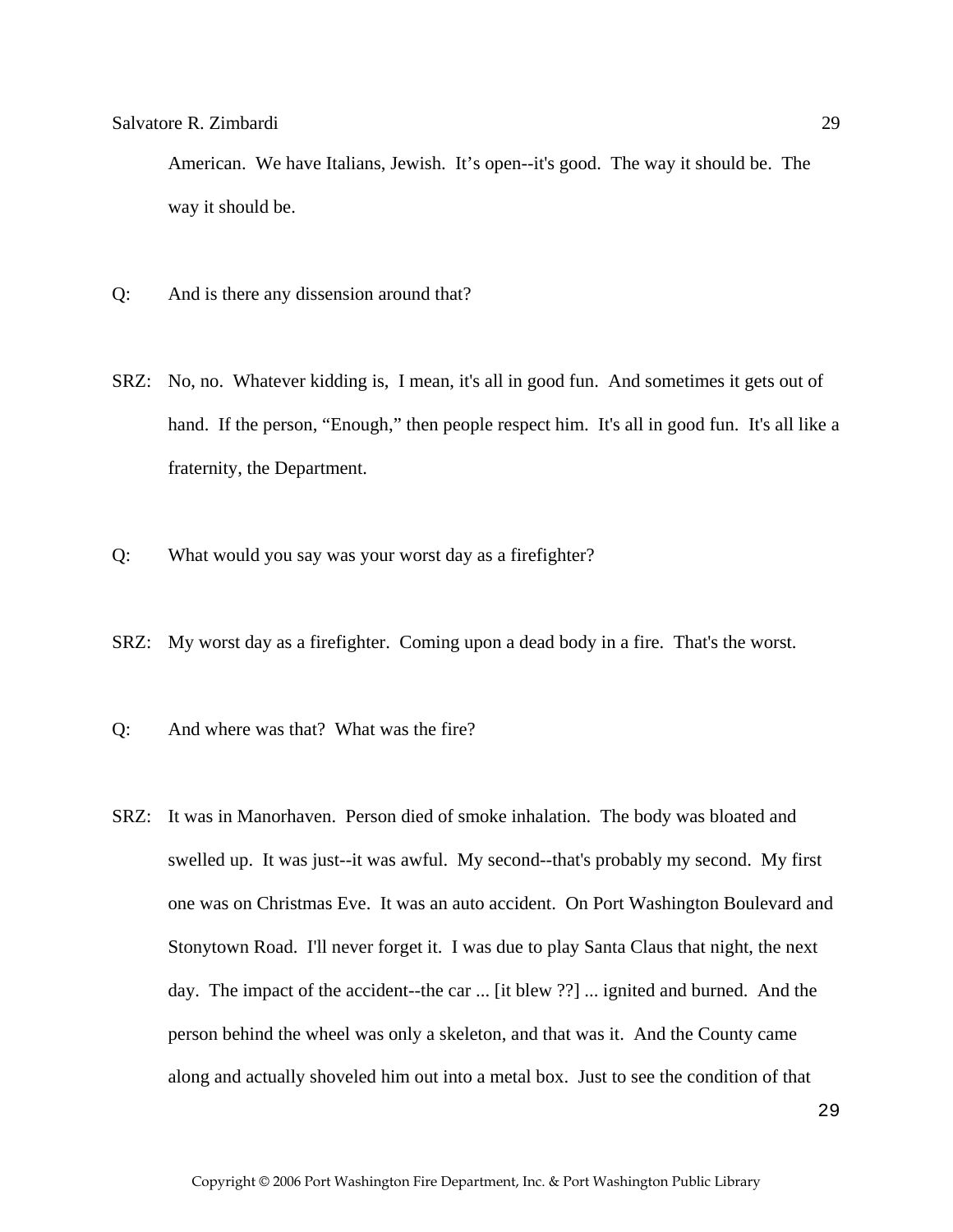American. We have Italians, Jewish. It’s open--it's good. The way it should be. The way it should be.

Q: And is there any dissension around that?

SRZ: No, no. Whatever kidding is, I mean, it's all in good fun. And sometimes it gets out of hand. If the person, “Enough,” then people respect him. It's all in good fun. It's all like a fraternity, the Department.

Q: What would you say was your worst day as a firefighter?

SRZ: My worst day as a firefighter. Coming upon a dead body in a fire. That's the worst.

Q: And where was that? What was the fire?

SRZ: It was in Manorhaven. Person died of smoke inhalation. The body was bloated and swelled up. It was just--it was awful. My second--that's probably my second. My first one was on Christmas Eve. It was an auto accident. On Port Washington Boulevard and Stonytown Road. I'll never forget it. I was due to play Santa Claus that night, the next day. The impact of the accident--the car ... [it blew ??] ... ignited and burned. And the person behind the wheel was only a skeleton, and that was it. And the County came along and actually shoveled him out into a metal box. Just to see the condition of that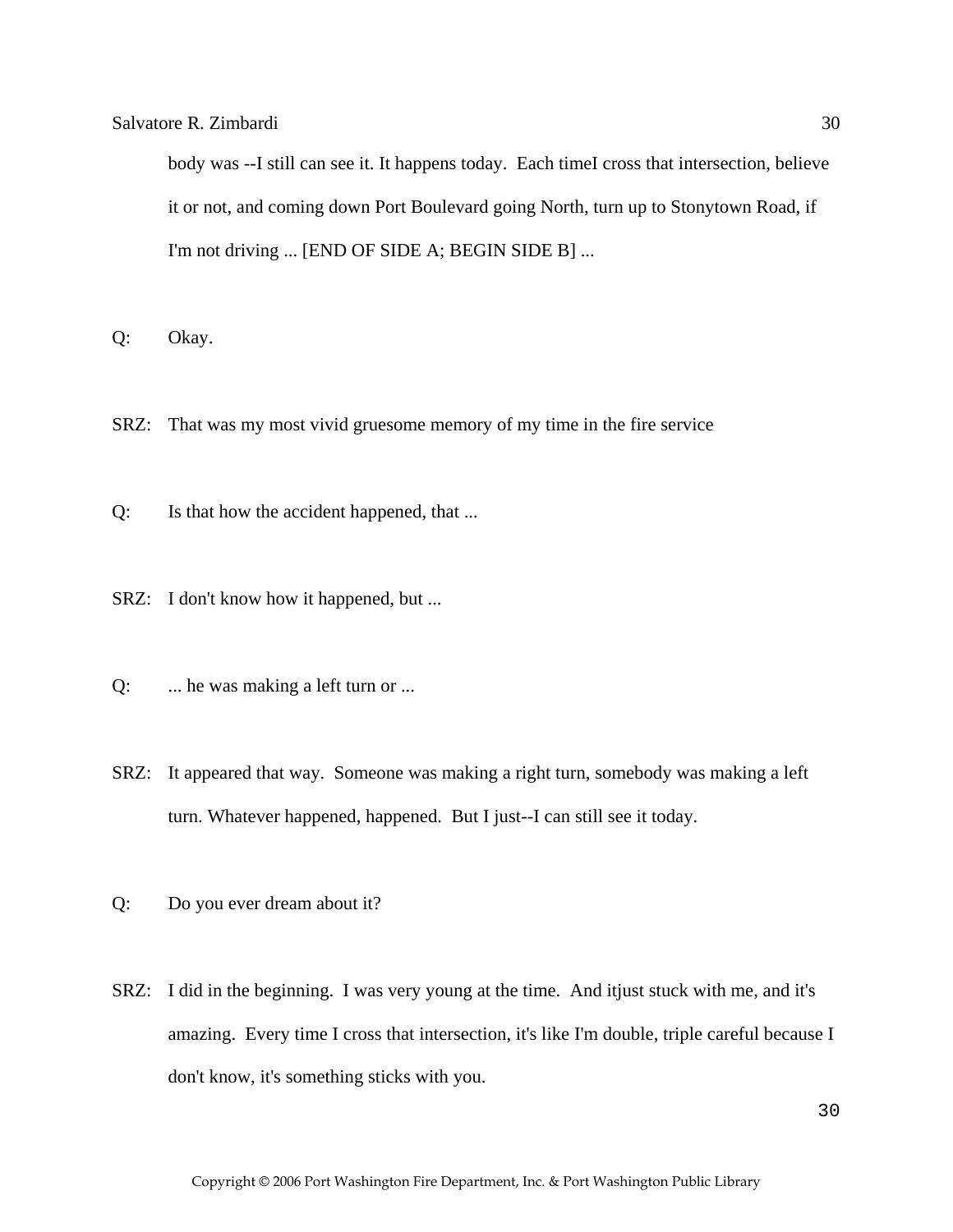body was --I still can see it. It happens today.  Each timeI cross that intersection, believe it or not, and coming down Port Boulevard going North, turn up to Stonytown Road, if I'm not driving ... [END OF SIDE A; BEGIN SIDE B] ...

Q: Okay.

SRZ: That was my most vivid gruesome memory of my time in the fire service

Q: Is that how the accident happened, that ...

SRZ: I don't know how it happened, but ...

Q: ... he was making a left turn or ...

SRZ: It appeared that way.  Someone was making a right turn, somebody was making a left turn. Whatever happened, happened.  But I just--I can still see it today.

Q: Do you ever dream about it?

SRZ: I did in the beginning.  I was very young at the time.  And itjust stuck with me, and it's amazing.  Every time I cross that intersection, it's like I'm double, triple careful because I don't know, it's something sticks with you.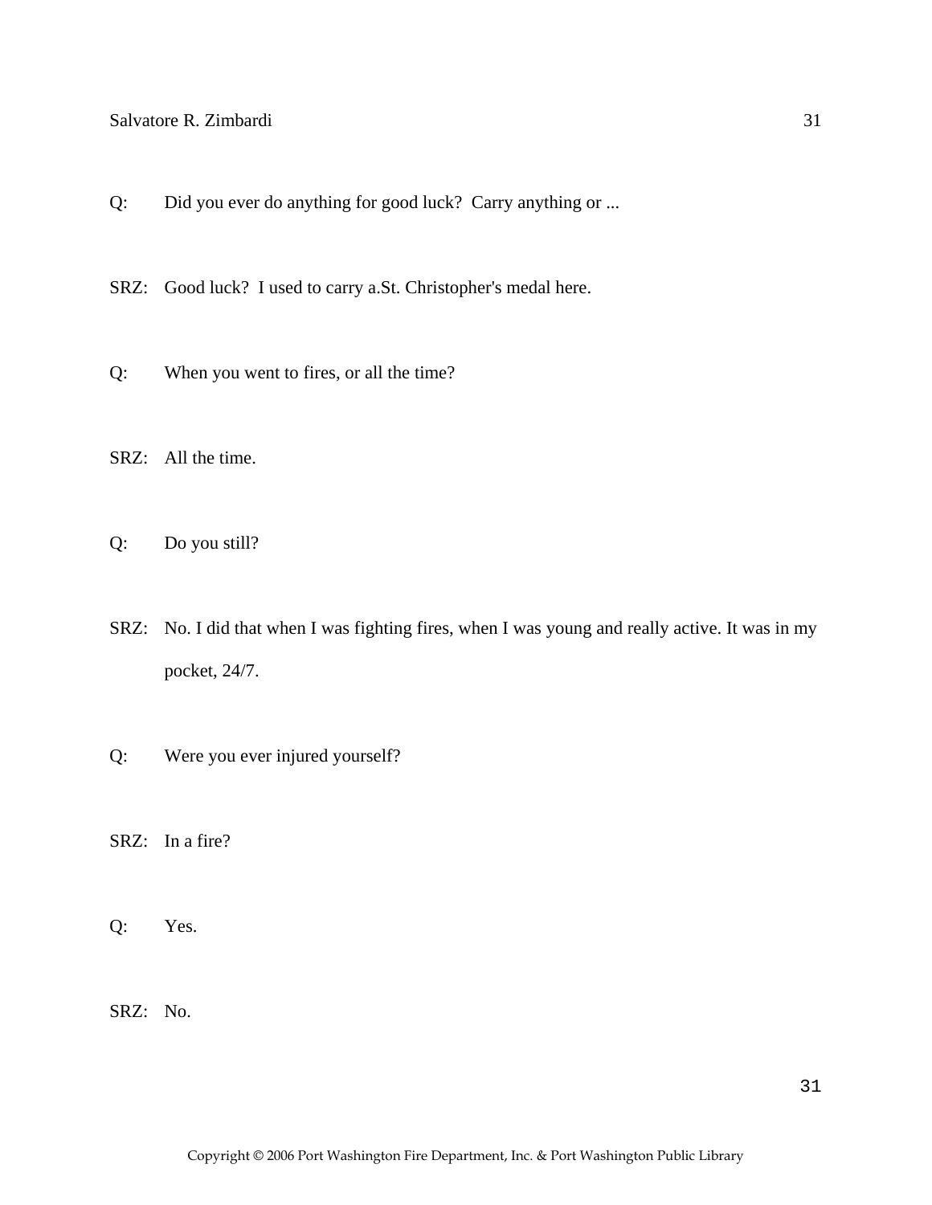Q: Did you ever do anything for good luck? Carry anything or ...

SRZ: Good luck? I used to carry a.St. Christopher's medal here.

Q: When you went to fires, or all the time?

SRZ: All the time.

Q: Do you still?

SRZ: No. I did that when I was fighting fires, when I was young and really active. It was in my pocket, 24/7.

Q: Were you ever injured yourself?

SRZ: In a fire?

Q: Yes.

SRZ: No.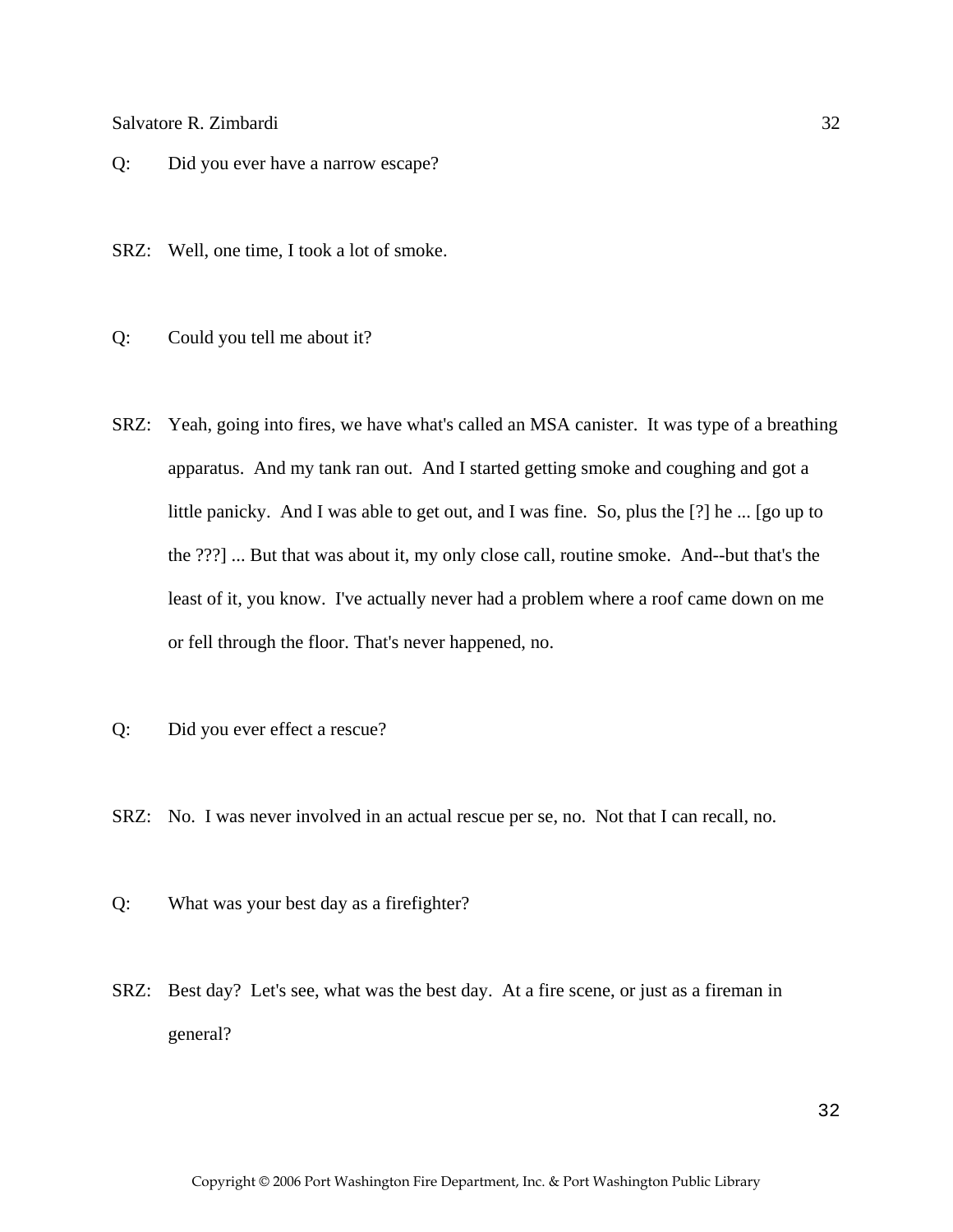Q: Did you ever have a narrow escape?

SRZ: Well, one time, I took a lot of smoke.

Q: Could you tell me about it?

SRZ: Yeah, going into fires, we have what's called an MSA canister. It was type of a breathing apparatus. And my tank ran out. And I started getting smoke and coughing and got a little panicky. And I was able to get out, and I was fine. So, plus the [?] he ... [go up to the ???] ... But that was about it, my only close call, routine smoke. And--but that's the least of it, you know. I've actually never had a problem where a roof came down on me or fell through the floor. That's never happened, no.

Q: Did you ever effect a rescue?

SRZ: No. I was never involved in an actual rescue per se, no. Not that I can recall, no.

Q: What was your best day as a firefighter?

SRZ: Best day? Let's see, what was the best day. At a fire scene, or just as a fireman in general?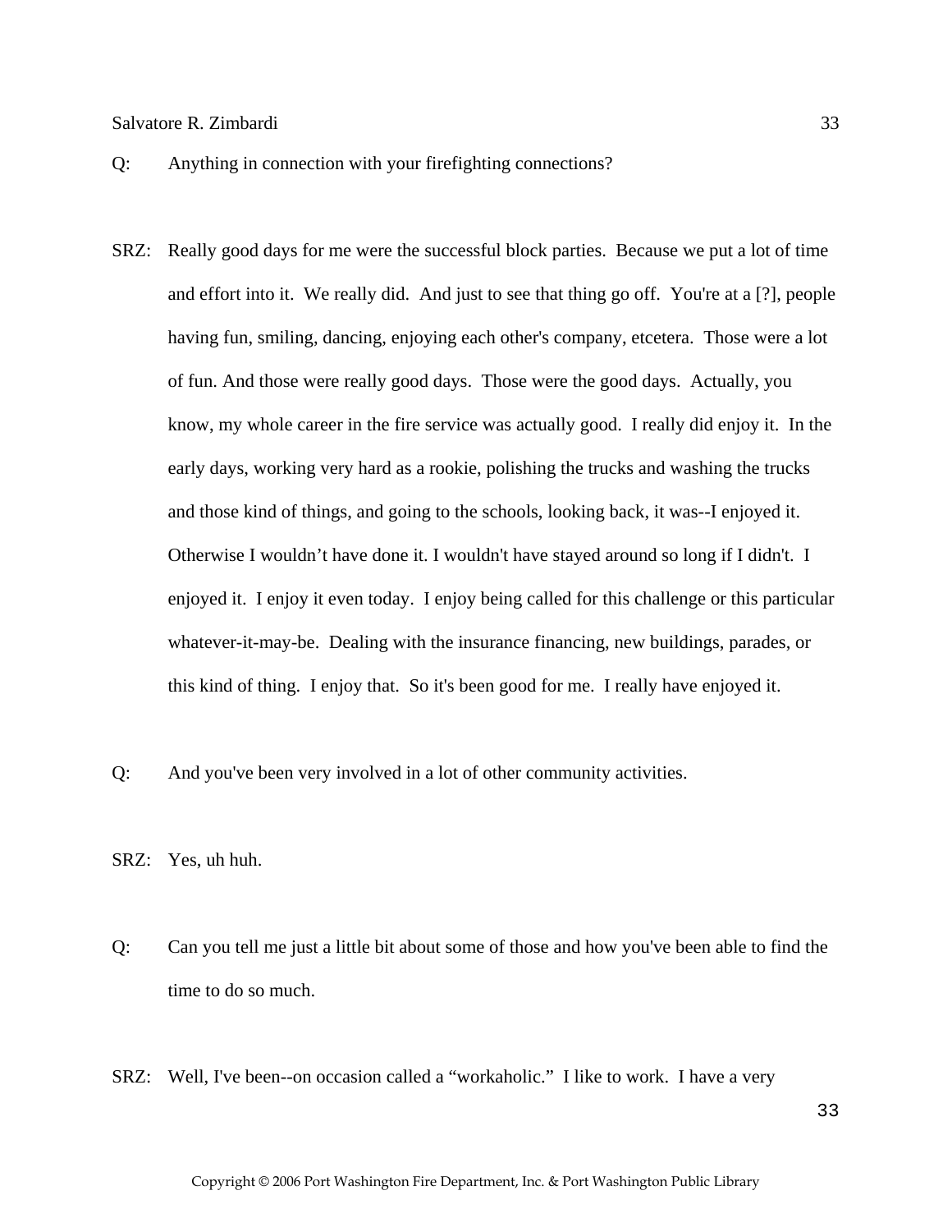Q: Anything in connection with your firefighting connections?

SRZ: Really good days for me were the successful block parties. Because we put a lot of time and effort into it. We really did. And just to see that thing go off. You're at a [?], people having fun, smiling, dancing, enjoying each other's company, etcetera. Those were a lot of fun. And those were really good days. Those were the good days. Actually, you know, my whole career in the fire service was actually good. I really did enjoy it. In the early days, working very hard as a rookie, polishing the trucks and washing the trucks and those kind of things, and going to the schools, looking back, it was--I enjoyed it. Otherwise I wouldn’t have done it. I wouldn't have stayed around so long if I didn't. I enjoyed it. I enjoy it even today. I enjoy being called for this challenge or this particular whatever-it-may-be. Dealing with the insurance financing, new buildings, parades, or this kind of thing. I enjoy that. So it's been good for me. I really have enjoyed it.

Q: And you've been very involved in a lot of other community activities.

SRZ: Yes, uh huh.

Q: Can you tell me just a little bit about some of those and how you've been able to find the time to do so much.

SRZ: Well, I've been--on occasion called a “workaholic.” I like to work. I have a very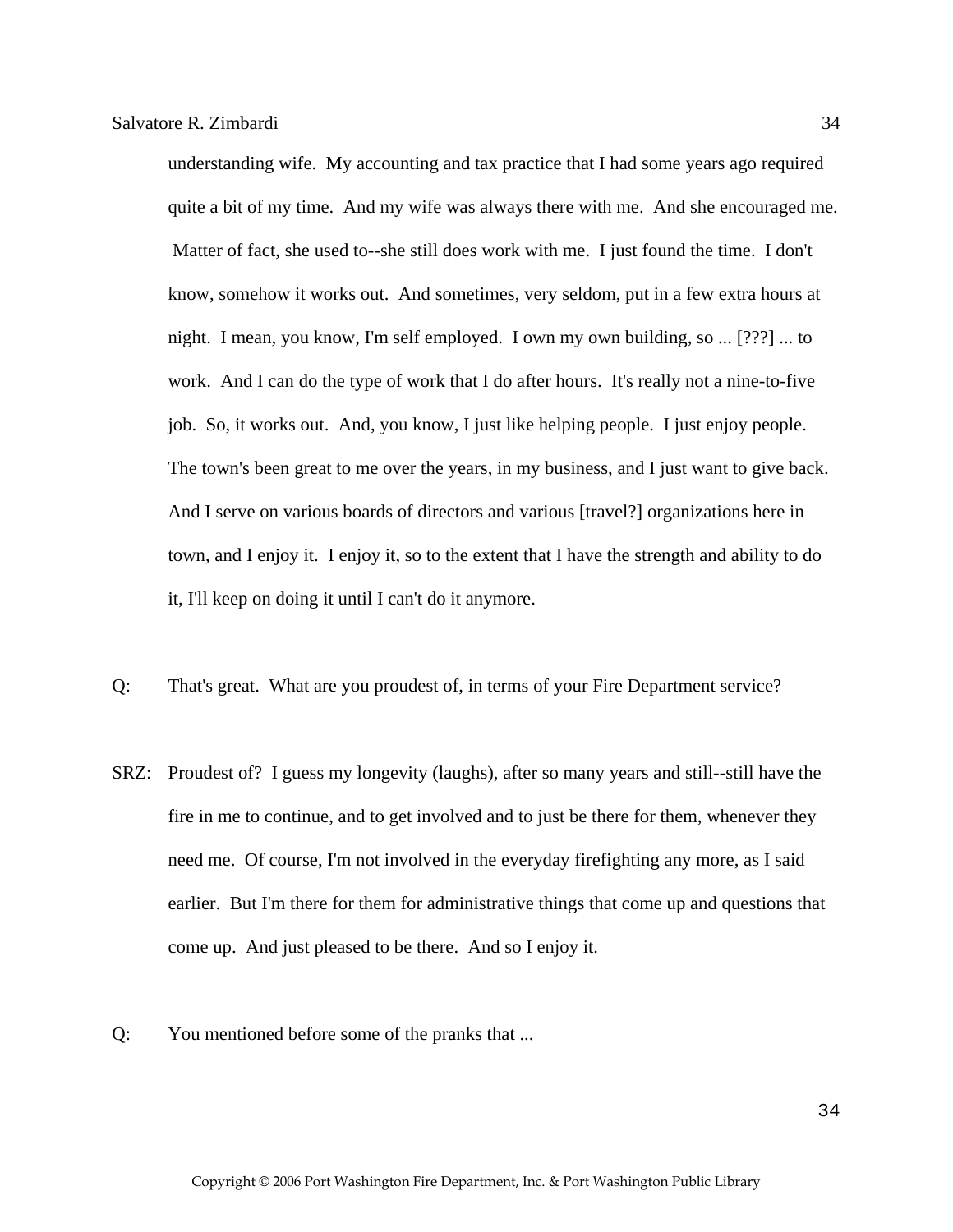understanding wife. My accounting and tax practice that I had some years ago required quite a bit of my time. And my wife was always there with me. And she encouraged me. Matter of fact, she used to--she still does work with me. I just found the time. I don't know, somehow it works out. And sometimes, very seldom, put in a few extra hours at night. I mean, you know, I'm self employed. I own my own building, so ... [???] ... to work. And I can do the type of work that I do after hours. It's really not a nine-to-five job. So, it works out. And, you know, I just like helping people. I just enjoy people. The town's been great to me over the years, in my business, and I just want to give back. And I serve on various boards of directors and various [travel?] organizations here in town, and I enjoy it. I enjoy it, so to the extent that I have the strength and ability to do it, I'll keep on doing it until I can't do it anymore.

Q: That's great. What are you proudest of, in terms of your Fire Department service?

SRZ: Proudest of? I guess my longevity (laughs), after so many years and still--still have the fire in me to continue, and to get involved and to just be there for them, whenever they need me. Of course, I'm not involved in the everyday firefighting any more, as I said earlier. But I'm there for them for administrative things that come up and questions that come up. And just pleased to be there. And so I enjoy it.

Q: You mentioned before some of the pranks that ...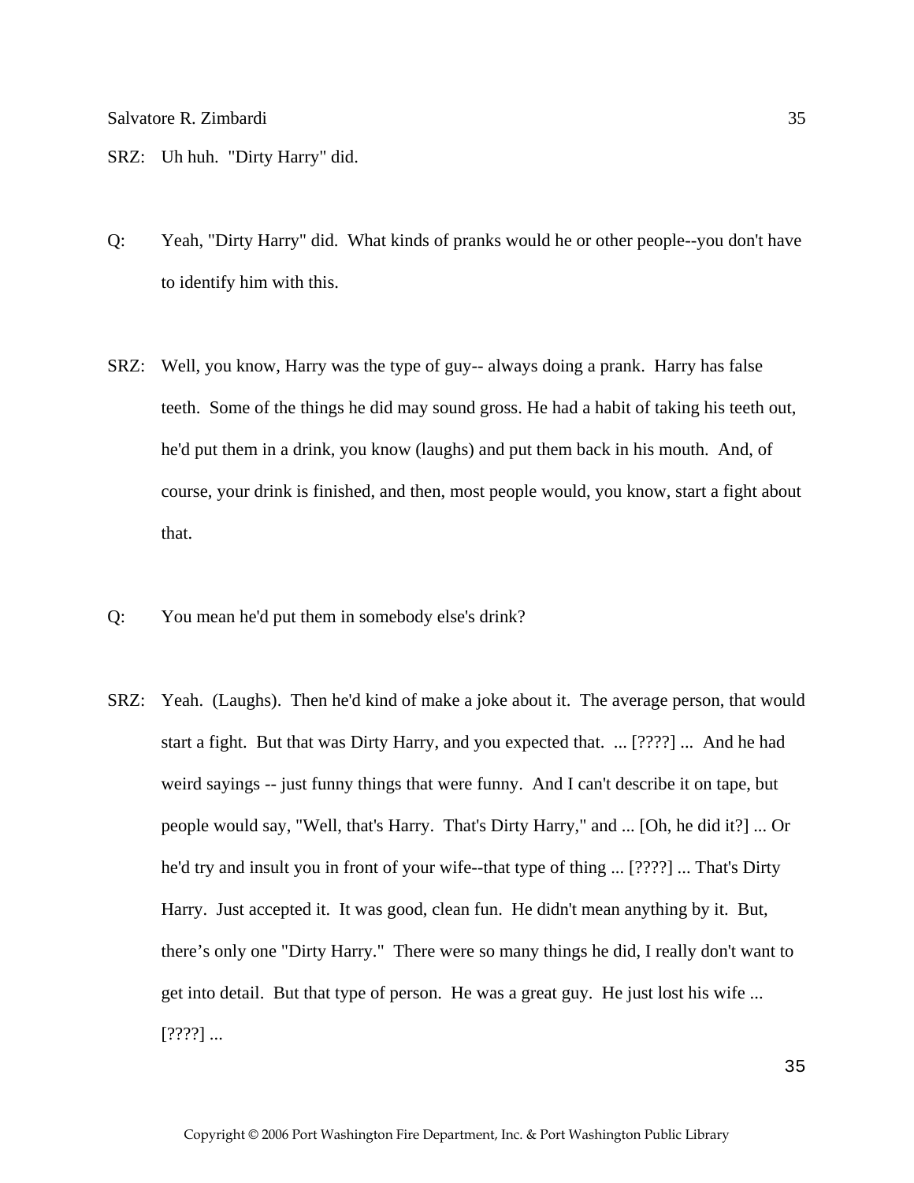SRZ: Uh huh. "Dirty Harry" did.

Q: Yeah, "Dirty Harry" did. What kinds of pranks would he or other people--you don't have to identify him with this.

SRZ: Well, you know, Harry was the type of guy-- always doing a prank. Harry has false teeth. Some of the things he did may sound gross. He had a habit of taking his teeth out, he'd put them in a drink, you know (laughs) and put them back in his mouth. And, of course, your drink is finished, and then, most people would, you know, start a fight about that.

Q: You mean he'd put them in somebody else's drink?

SRZ: Yeah. (Laughs). Then he'd kind of make a joke about it. The average person, that would start a fight. But that was Dirty Harry, and you expected that. ... [????] ... And he had weird sayings -- just funny things that were funny. And I can't describe it on tape, but people would say, "Well, that's Harry. That's Dirty Harry," and ... [Oh, he did it?] ... Or he'd try and insult you in front of your wife--that type of thing ... [????] ... That's Dirty Harry. Just accepted it. It was good, clean fun. He didn't mean anything by it. But, there's only one "Dirty Harry." There were so many things he did, I really don't want to get into detail. But that type of person. He was a great guy. He just lost his wife ... [????] ...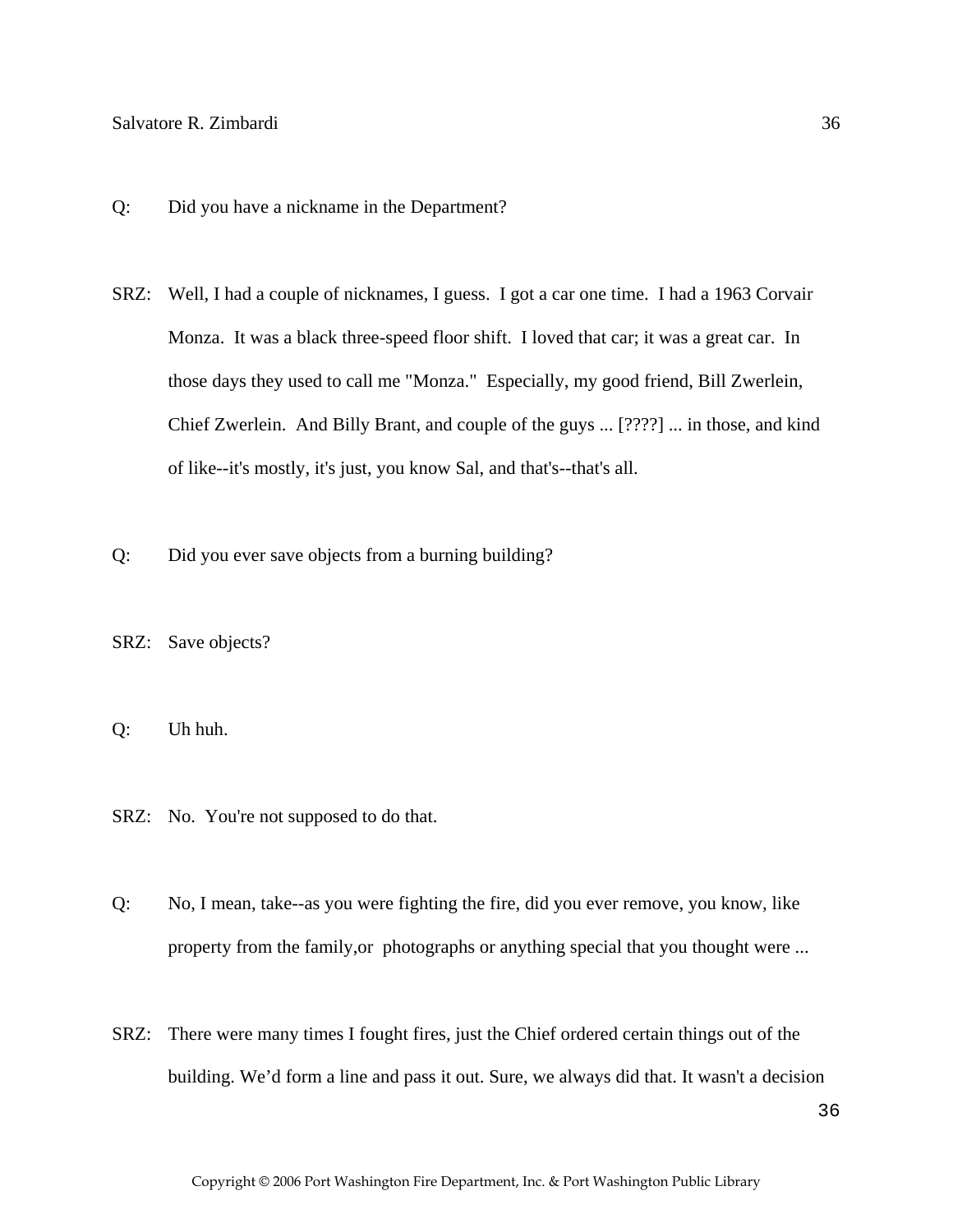Q: Did you have a nickname in the Department?

SRZ: Well, I had a couple of nicknames, I guess. I got a car one time. I had a 1963 Corvair Monza. It was a black three-speed floor shift. I loved that car; it was a great car. In those days they used to call me "Monza." Especially, my good friend, Bill Zwerlein, Chief Zwerlein. And Billy Brant, and couple of the guys ... [????] ... in those, and kind of like--it's mostly, it's just, you know Sal, and that's--that's all.

Q: Did you ever save objects from a burning building?

SRZ: Save objects?

Q: Uh huh.

SRZ: No. You're not supposed to do that.

Q: No, I mean, take--as you were fighting the fire, did you ever remove, you know, like property from the family,or photographs or anything special that you thought were ...

SRZ: There were many times I fought fires, just the Chief ordered certain things out of the building. We'd form a line and pass it out. Sure, we always did that. It wasn't a decision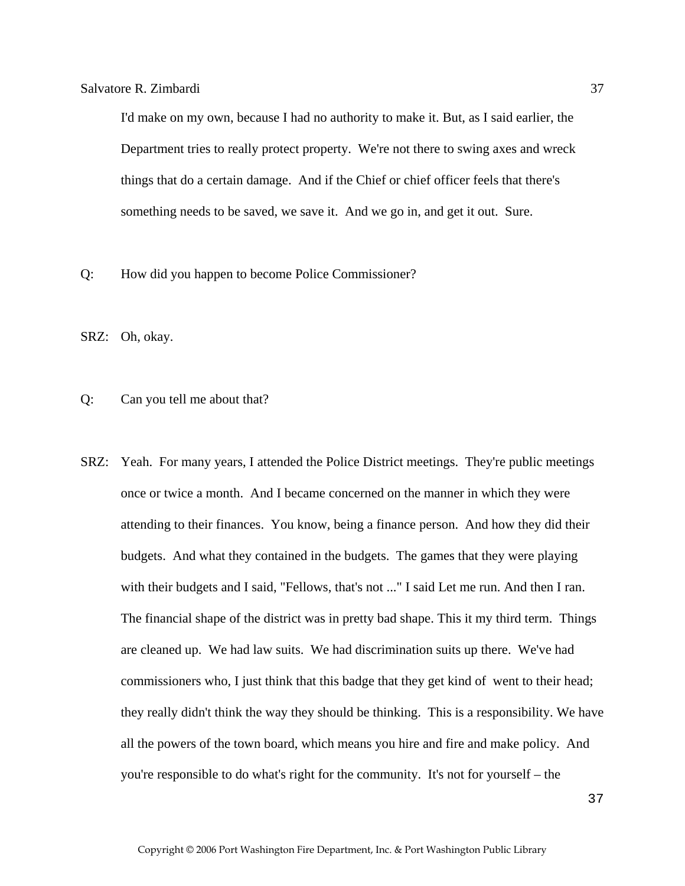I'd make on my own, because I had no authority to make it. But, as I said earlier, the Department tries to really protect property. We're not there to swing axes and wreck things that do a certain damage. And if the Chief or chief officer feels that there's something needs to be saved, we save it. And we go in, and get it out. Sure.

Q: How did you happen to become Police Commissioner?

SRZ: Oh, okay.

Q: Can you tell me about that?

SRZ: Yeah. For many years, I attended the Police District meetings. They're public meetings once or twice a month. And I became concerned on the manner in which they were attending to their finances. You know, being a finance person. And how they did their budgets. And what they contained in the budgets. The games that they were playing with their budgets and I said, "Fellows, that's not ..." I said Let me run. And then I ran. The financial shape of the district was in pretty bad shape. This it my third term. Things are cleaned up. We had law suits. We had discrimination suits up there. We've had commissioners who, I just think that this badge that they get kind of went to their head; they really didn't think the way they should be thinking. This is a responsibility. We have all the powers of the town board, which means you hire and fire and make policy. And you're responsible to do what's right for the community. It's not for yourself – the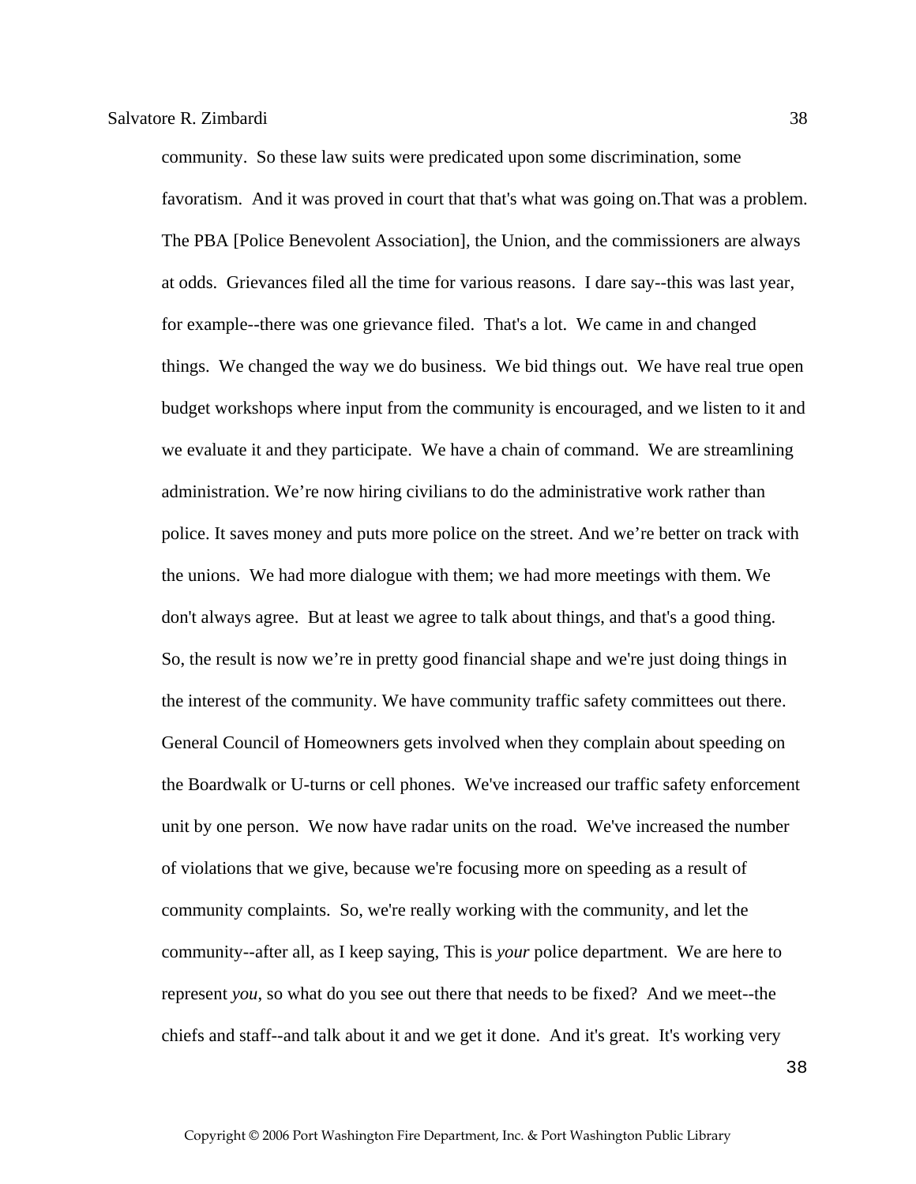community. So these law suits were predicated upon some discrimination, some favoratism. And it was proved in court that that's what was going on.That was a problem. The PBA [Police Benevolent Association], the Union, and the commissioners are always at odds. Grievances filed all the time for various reasons. I dare say--this was last year, for example--there was one grievance filed. That's a lot. We came in and changed things. We changed the way we do business. We bid things out. We have real true open budget workshops where input from the community is encouraged, and we listen to it and we evaluate it and they participate. We have a chain of command. We are streamlining administration. We're now hiring civilians to do the administrative work rather than police. It saves money and puts more police on the street. And we're better on track with the unions. We had more dialogue with them; we had more meetings with them. We don't always agree. But at least we agree to talk about things, and that's a good thing. So, the result is now we're in pretty good financial shape and we're just doing things in the interest of the community. We have community traffic safety committees out there. General Council of Homeowners gets involved when they complain about speeding on the Boardwalk or U-turns or cell phones. We've increased our traffic safety enforcement unit by one person. We now have radar units on the road. We've increased the number of violations that we give, because we're focusing more on speeding as a result of community complaints. So, we're really working with the community, and let the community--after all, as I keep saying, This is *your* police department. We are here to represent *you*, so what do you see out there that needs to be fixed? And we meet--the chiefs and staff--and talk about it and we get it done. And it's great. It's working very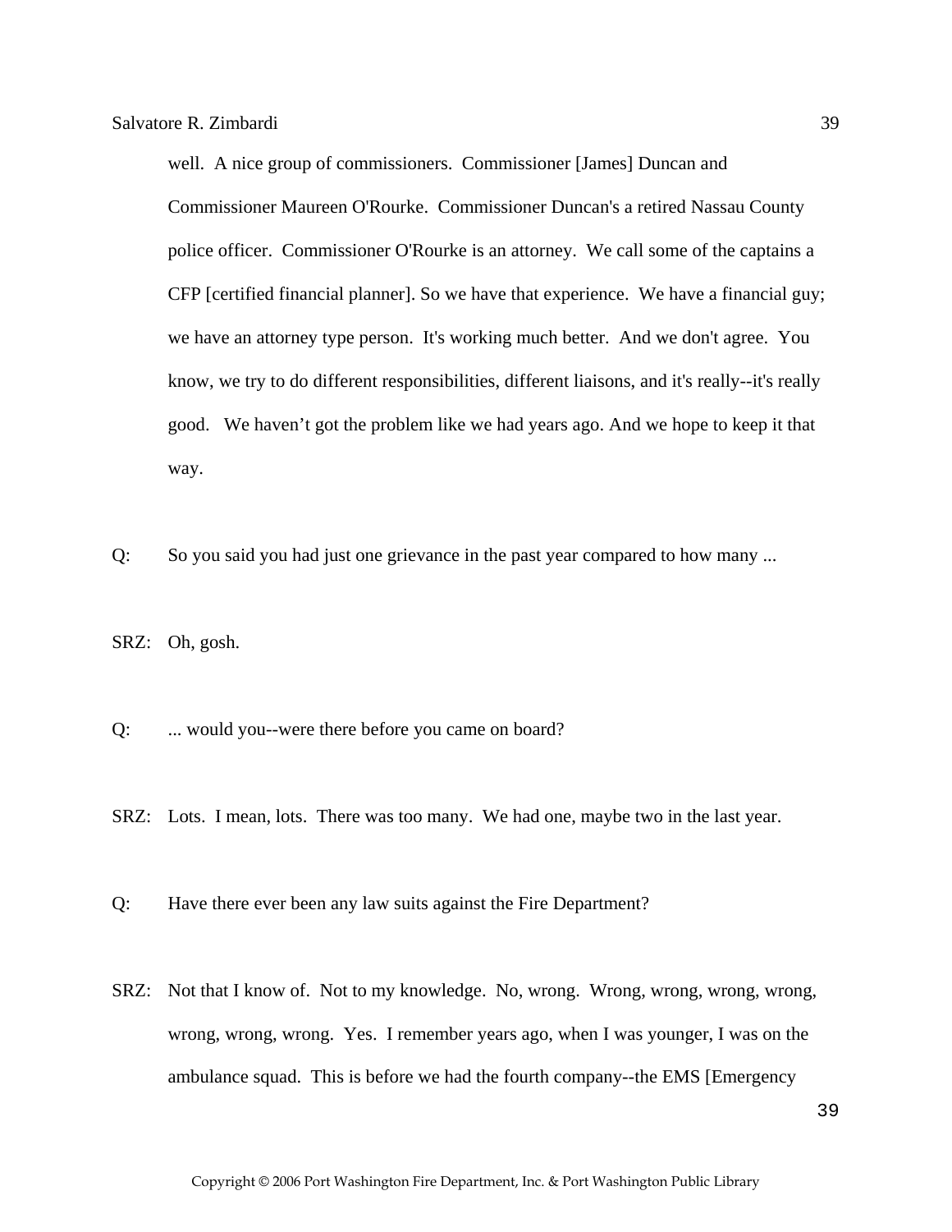well.  A nice group of commissioners.  Commissioner [James] Duncan and Commissioner Maureen O'Rourke.  Commissioner Duncan's a retired Nassau County police officer.  Commissioner O'Rourke is an attorney.  We call some of the captains a CFP [certified financial planner]. So we have that experience.  We have a financial guy; we have an attorney type person.  It's working much better.  And we don't agree.  You know, we try to do different responsibilities, different liaisons, and it's really--it's really good.   We haven't got the problem like we had years ago. And we hope to keep it that way.

Q: So you said you had just one grievance in the past year compared to how many ...

SRZ: Oh, gosh.

Q: ... would you--were there before you came on board?

SRZ: Lots.  I mean, lots.  There was too many.  We had one, maybe two in the last year.

Q: Have there ever been any law suits against the Fire Department?

SRZ: Not that I know of.  Not to my knowledge.  No, wrong.  Wrong, wrong, wrong, wrong, wrong, wrong, wrong.  Yes.  I remember years ago, when I was younger, I was on the ambulance squad.  This is before we had the fourth company--the EMS [Emergency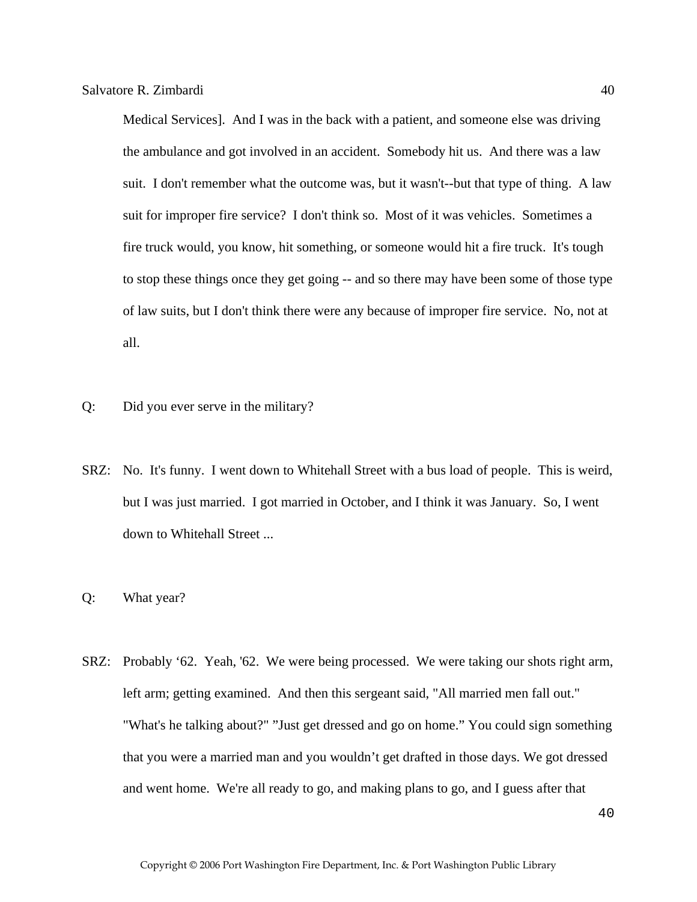Medical Services]. And I was in the back with a patient, and someone else was driving the ambulance and got involved in an accident. Somebody hit us. And there was a law suit. I don't remember what the outcome was, but it wasn't--but that type of thing. A law suit for improper fire service? I don't think so. Most of it was vehicles. Sometimes a fire truck would, you know, hit something, or someone would hit a fire truck. It's tough to stop these things once they get going -- and so there may have been some of those type of law suits, but I don't think there were any because of improper fire service. No, not at all.

Q: Did you ever serve in the military?

SRZ: No. It's funny. I went down to Whitehall Street with a bus load of people. This is weird, but I was just married. I got married in October, and I think it was January. So, I went down to Whitehall Street ...

Q: What year?

SRZ: Probably ‘62. Yeah, '62. We were being processed. We were taking our shots right arm, left arm; getting examined. And then this sergeant said, "All married men fall out." "What's he talking about?" ”Just get dressed and go on home.” You could sign something that you were a married man and you wouldn’t get drafted in those days. We got dressed and went home. We're all ready to go, and making plans to go, and I guess after that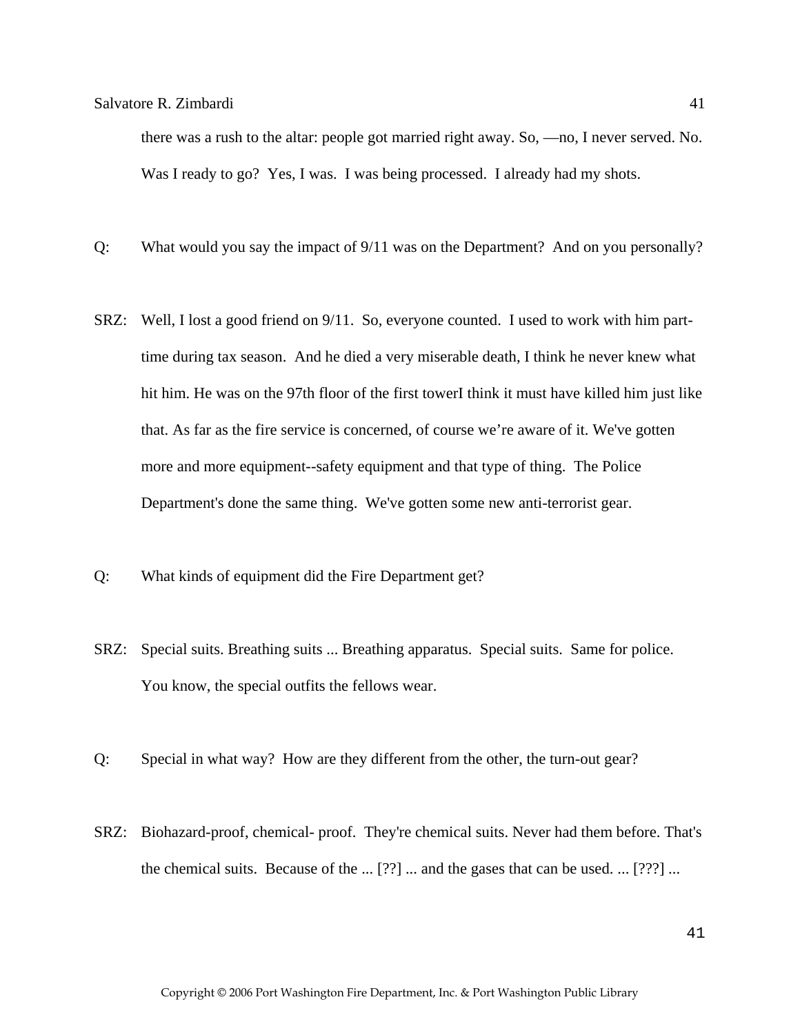there was a rush to the altar: people got married right away. So, —no, I never served. No. Was I ready to go? Yes, I was. I was being processed. I already had my shots.

Q: What would you say the impact of 9/11 was on the Department? And on you personally?

SRZ: Well, I lost a good friend on 9/11. So, everyone counted. I used to work with him part-time during tax season. And he died a very miserable death, I think he never knew what hit him. He was on the 97th floor of the first towerI think it must have killed him just like that. As far as the fire service is concerned, of course we're aware of it. We've gotten more and more equipment--safety equipment and that type of thing. The Police Department's done the same thing. We've gotten some new anti-terrorist gear.

Q: What kinds of equipment did the Fire Department get?

SRZ: Special suits. Breathing suits ... Breathing apparatus. Special suits. Same for police. You know, the special outfits the fellows wear.

Q: Special in what way? How are they different from the other, the turn-out gear?

SRZ: Biohazard-proof, chemical- proof. They're chemical suits. Never had them before. That's the chemical suits. Because of the ... [??] ... and the gases that can be used. ... [???] ...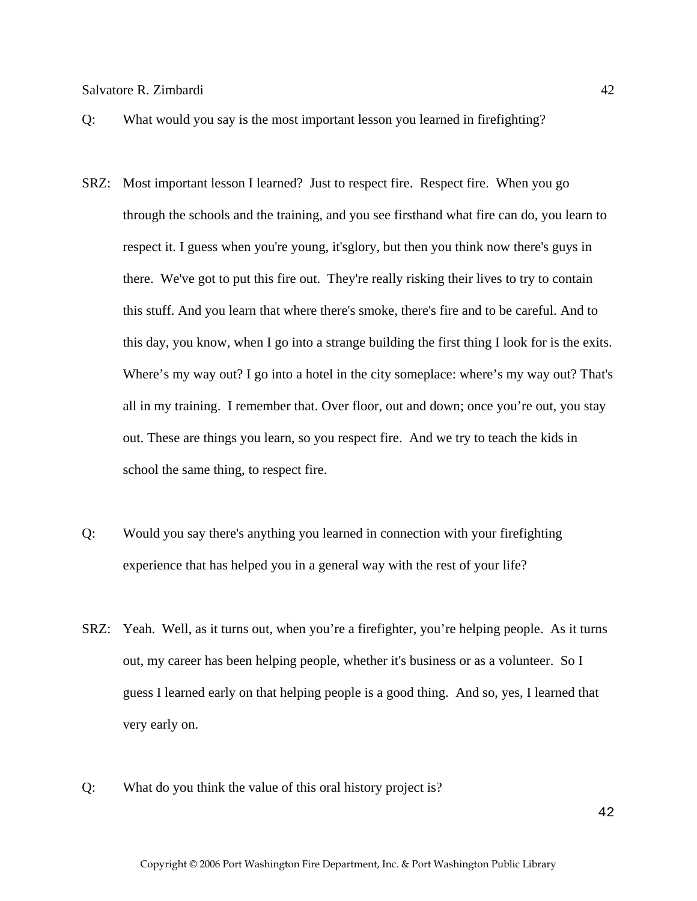Q: What would you say is the most important lesson you learned in firefighting?

SRZ: Most important lesson I learned? Just to respect fire. Respect fire. When you go through the schools and the training, and you see firsthand what fire can do, you learn to respect it. I guess when you're young, it'sglory, but then you think now there's guys in there. We've got to put this fire out. They're really risking their lives to try to contain this stuff. And you learn that where there's smoke, there's fire and to be careful. And to this day, you know, when I go into a strange building the first thing I look for is the exits. Where’s my way out? I go into a hotel in the city someplace: where’s my way out? That's all in my training. I remember that. Over floor, out and down; once you’re out, you stay out. These are things you learn, so you respect fire. And we try to teach the kids in school the same thing, to respect fire.

Q: Would you say there's anything you learned in connection with your firefighting experience that has helped you in a general way with the rest of your life?

SRZ: Yeah. Well, as it turns out, when you’re a firefighter, you’re helping people. As it turns out, my career has been helping people, whether it's business or as a volunteer. So I guess I learned early on that helping people is a good thing. And so, yes, I learned that very early on.

Q: What do you think the value of this oral history project is?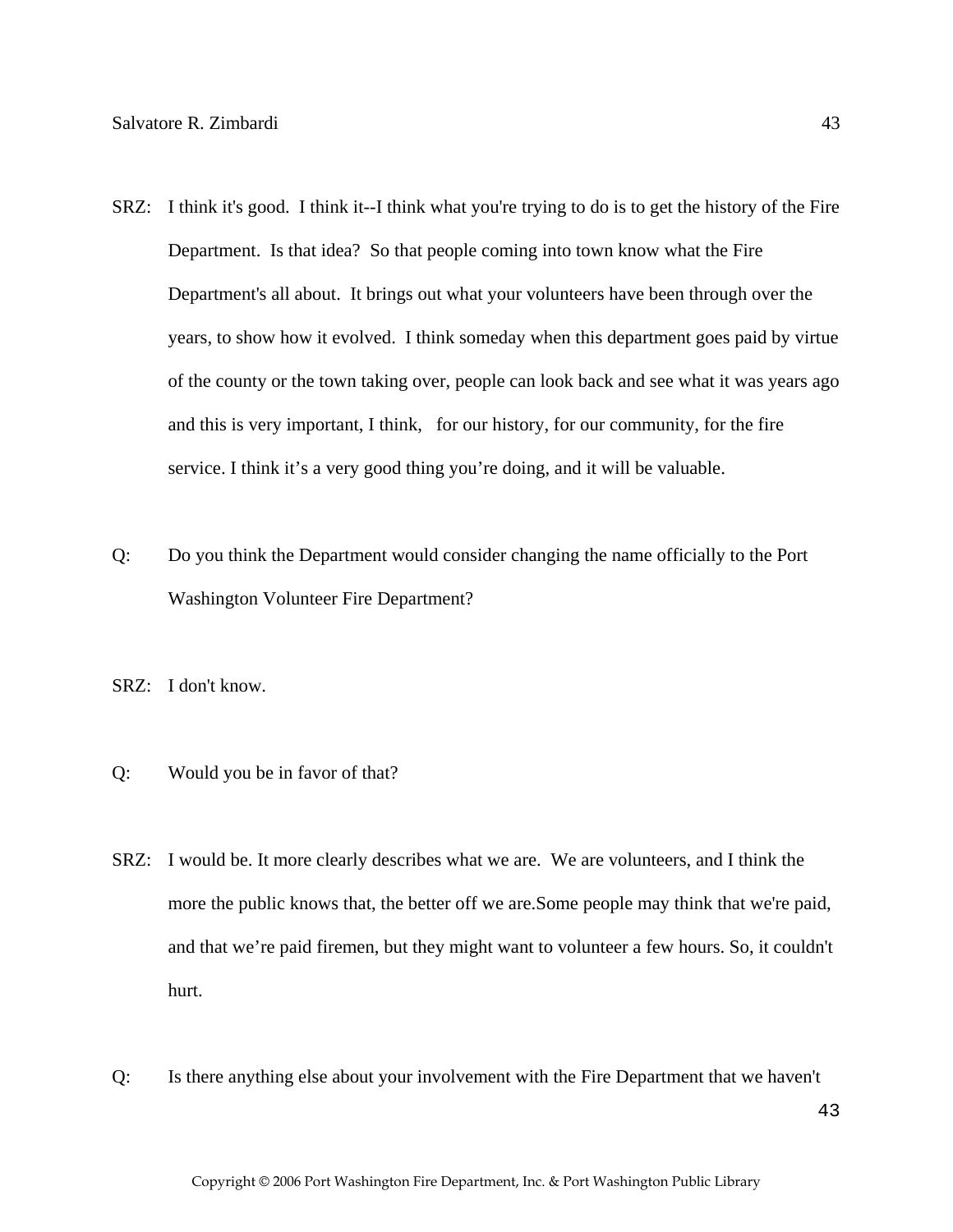SRZ: I think it's good. I think it--I think what you're trying to do is to get the history of the Fire Department. Is that idea? So that people coming into town know what the Fire Department's all about. It brings out what your volunteers have been through over the years, to show how it evolved. I think someday when this department goes paid by virtue of the county or the town taking over, people can look back and see what it was years ago and this is very important, I think, for our history, for our community, for the fire service. I think it's a very good thing you're doing, and it will be valuable.

Q: Do you think the Department would consider changing the name officially to the Port Washington Volunteer Fire Department?

SRZ: I don't know.

Q: Would you be in favor of that?

SRZ: I would be. It more clearly describes what we are. We are volunteers, and I think the more the public knows that, the better off we are.Some people may think that we're paid, and that we're paid firemen, but they might want to volunteer a few hours. So, it couldn't hurt.

Q: Is there anything else about your involvement with the Fire Department that we haven't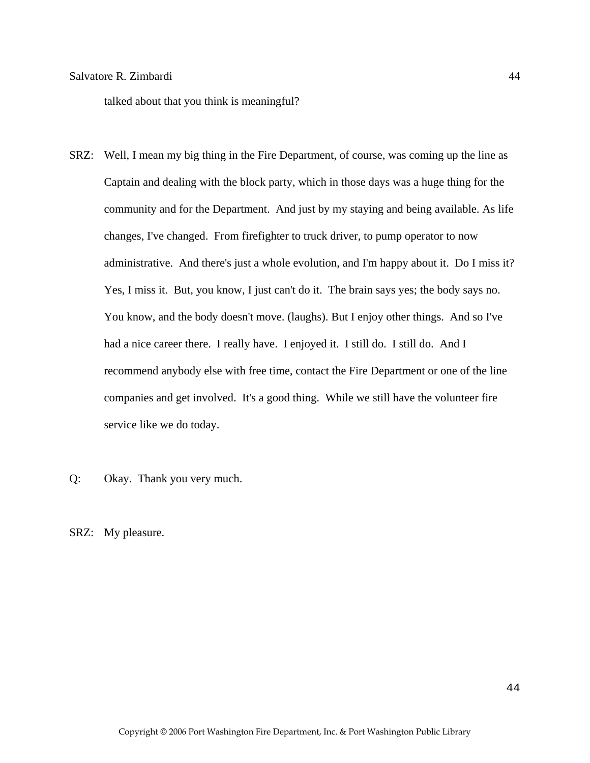talked about that you think is meaningful?

SRZ: Well, I mean my big thing in the Fire Department, of course, was coming up the line as Captain and dealing with the block party, which in those days was a huge thing for the community and for the Department. And just by my staying and being available. As life changes, I've changed. From firefighter to truck driver, to pump operator to now administrative. And there's just a whole evolution, and I'm happy about it. Do I miss it? Yes, I miss it. But, you know, I just can't do it. The brain says yes; the body says no. You know, and the body doesn't move. (laughs). But I enjoy other things. And so I've had a nice career there. I really have. I enjoyed it. I still do. I still do. And I recommend anybody else with free time, contact the Fire Department or one of the line companies and get involved. It's a good thing. While we still have the volunteer fire service like we do today.

Q: Okay. Thank you very much.

SRZ: My pleasure.